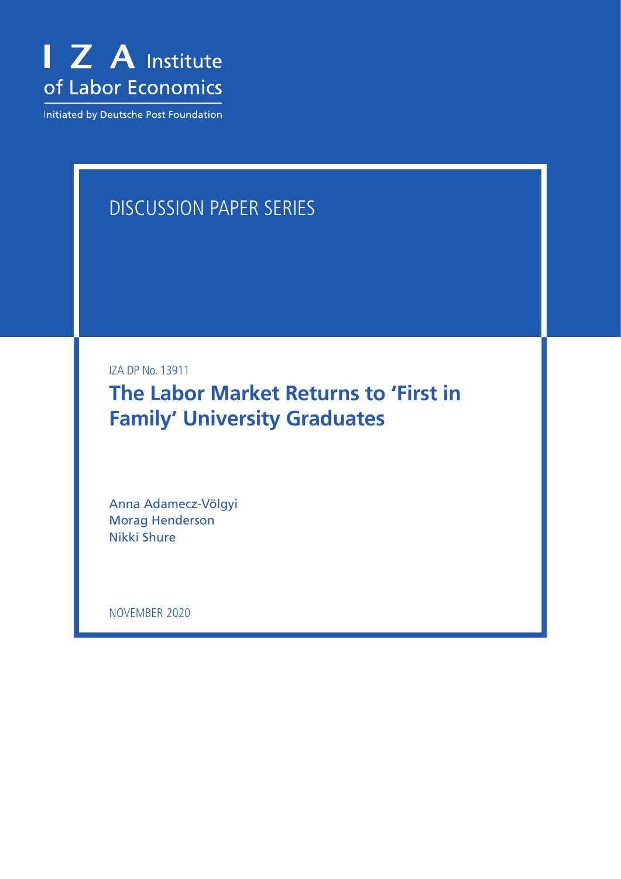I Z A Institute of Labor Economics

Initiated by Deutsche Post Foundation

DISCUSSION PAPER SERIES

IZA DP No. 13911

# The Labor Market Returns to 'First in Family' University Graduates

Anna Adamecz-Völgyi
Morag Henderson
Nikki Shure

NOVEMBER 2020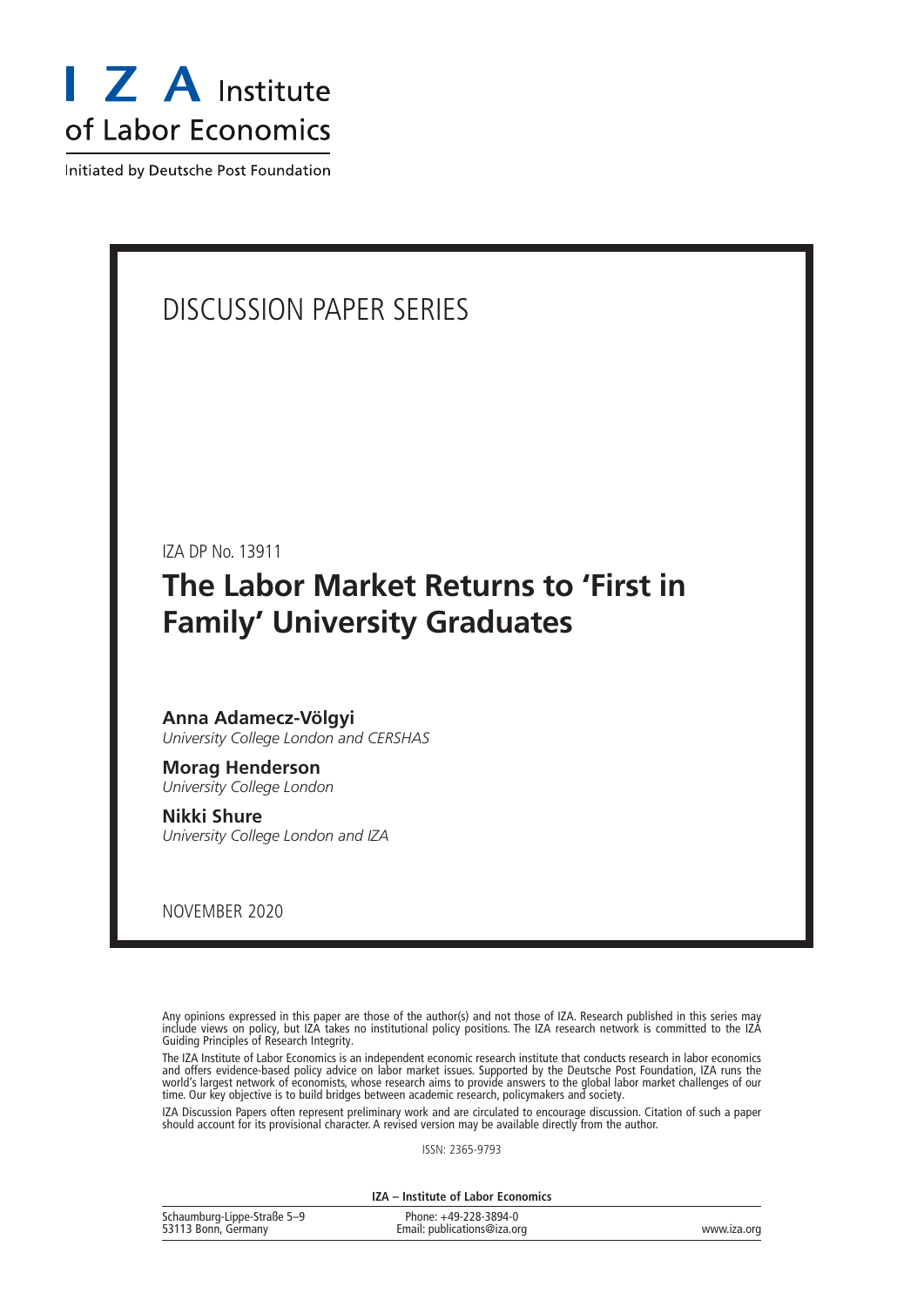# I Z A Institute of Labor Economics

Initiated by Deutsche Post Foundation

DISCUSSION PAPER SERIES

IZA DP No. 13911

## The Labor Market Returns to 'First in Family' University Graduates

**Anna Adamecz-Völgyi**
*University College London and CERSHAS*

**Morag Henderson**
*University College London*

**Nikki Shure**
*University College London and IZA*

NOVEMBER 2020

Any opinions expressed in this paper are those of the author(s) and not those of IZA. Research published in this series may include views on policy, but IZA takes no institutional policy positions. The IZA research network is committed to the IZA Guiding Principles of Research Integrity.

The IZA Institute of Labor Economics is an independent economic research institute that conducts research in labor economics and offers evidence-based policy advice on labor market issues. Supported by the Deutsche Post Foundation, IZA runs the world's largest network of economists, whose research aims to provide answers to the global labor market challenges of our time. Our key objective is to build bridges between academic research, policymakers and society.

IZA Discussion Papers often represent preliminary work and are circulated to encourage discussion. Citation of such a paper should account for its provisional character. A revised version may be available directly from the author.

ISSN: 2365-9793

**IZA – Institute of Labor Economics**

Schaumburg-Lippe-Straße 5–9
53113 Bonn, Germany

Phone: +49-228-3894-0
Email: publications@iza.org

www.iza.org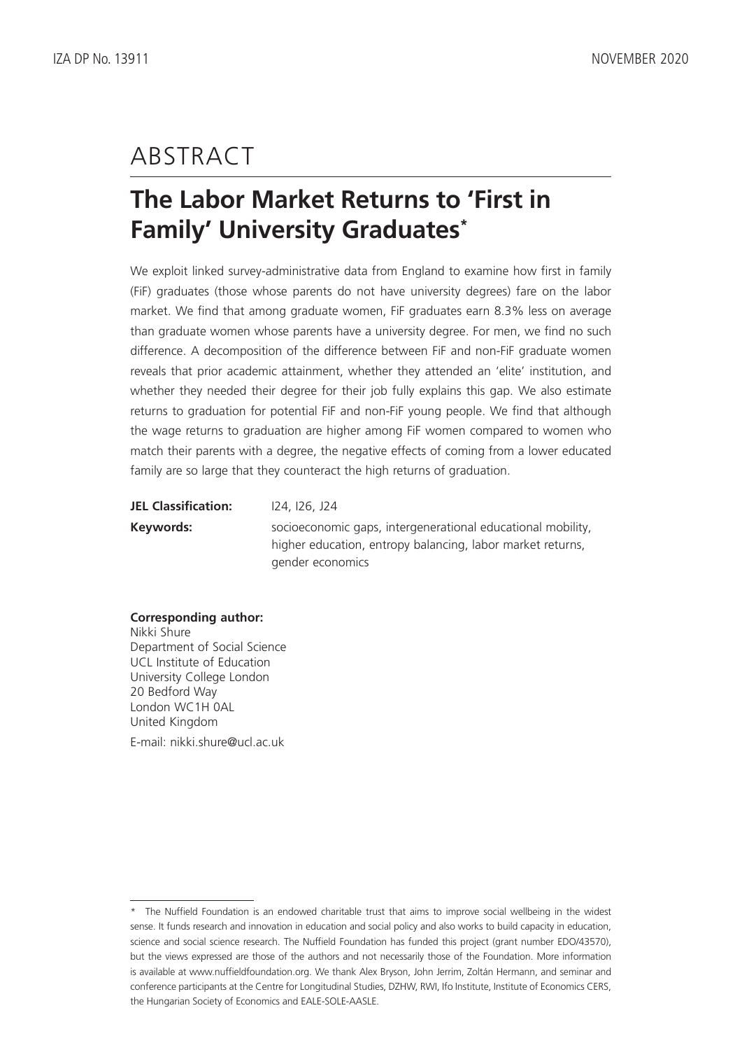# ABSTRACT

## The Labor Market Returns to 'First in Family' University Graduates*

We exploit linked survey-administrative data from England to examine how first in family (FiF) graduates (those whose parents do not have university degrees) fare on the labor market. We find that among graduate women, FiF graduates earn 8.3% less on average than graduate women whose parents have a university degree. For men, we find no such difference. A decomposition of the difference between FiF and non-FiF graduate women reveals that prior academic attainment, whether they attended an 'elite' institution, and whether they needed their degree for their job fully explains this gap. We also estimate returns to graduation for potential FiF and non-FiF young people. We find that although the wage returns to graduation are higher among FiF women compared to women who match their parents with a degree, the negative effects of coming from a lower educated family are so large that they counteract the high returns of graduation.

**JEL Classification:** I24, I26, J24

**Keywords:** socioeconomic gaps, intergenerational educational mobility, higher education, entropy balancing, labor market returns, gender economics

**Corresponding author:**
Nikki Shure
Department of Social Science
UCL Institute of Education
University College London
20 Bedford Way
London WC1H 0AL
United Kingdom

E-mail: nikki.shure@ucl.ac.uk

---

* The Nuffield Foundation is an endowed charitable trust that aims to improve social wellbeing in the widest sense. It funds research and innovation in education and social policy and also works to build capacity in education, science and social science research. The Nuffield Foundation has funded this project (grant number EDO/43570), but the views expressed are those of the authors and not necessarily those of the Foundation. More information is available at www.nuffieldfoundation.org. We thank Alex Bryson, John Jerrim, Zoltán Hermann, and seminar and conference participants at the Centre for Longitudinal Studies, DZHW, RWI, Ifo Institute, Institute of Economics CERS, the Hungarian Society of Economics and EALE-SOLE-AASLE.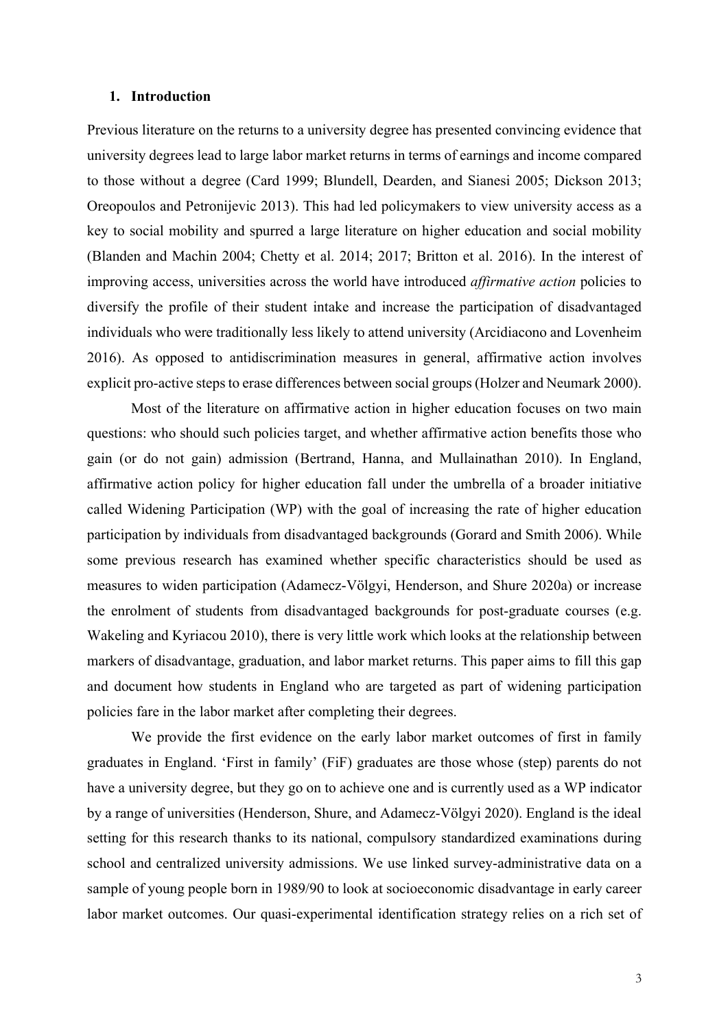## 1. Introduction

Previous literature on the returns to a university degree has presented convincing evidence that university degrees lead to large labor market returns in terms of earnings and income compared to those without a degree (Card 1999; Blundell, Dearden, and Sianesi 2005; Dickson 2013; Oreopoulos and Petronijevic 2013). This had led policymakers to view university access as a key to social mobility and spurred a large literature on higher education and social mobility (Blanden and Machin 2004; Chetty et al. 2014; 2017; Britton et al. 2016). In the interest of improving access, universities across the world have introduced *affirmative action* policies to diversify the profile of their student intake and increase the participation of disadvantaged individuals who were traditionally less likely to attend university (Arcidiacono and Lovenheim 2016). As opposed to antidiscrimination measures in general, affirmative action involves explicit pro-active steps to erase differences between social groups (Holzer and Neumark 2000).

Most of the literature on affirmative action in higher education focuses on two main questions: who should such policies target, and whether affirmative action benefits those who gain (or do not gain) admission (Bertrand, Hanna, and Mullainathan 2010). In England, affirmative action policy for higher education fall under the umbrella of a broader initiative called Widening Participation (WP) with the goal of increasing the rate of higher education participation by individuals from disadvantaged backgrounds (Gorard and Smith 2006). While some previous research has examined whether specific characteristics should be used as measures to widen participation (Adamecz-Völgyi, Henderson, and Shure 2020a) or increase the enrolment of students from disadvantaged backgrounds for post-graduate courses (e.g. Wakeling and Kyriacou 2010), there is very little work which looks at the relationship between markers of disadvantage, graduation, and labor market returns. This paper aims to fill this gap and document how students in England who are targeted as part of widening participation policies fare in the labor market after completing their degrees.

We provide the first evidence on the early labor market outcomes of first in family graduates in England. 'First in family' (FiF) graduates are those whose (step) parents do not have a university degree, but they go on to achieve one and is currently used as a WP indicator by a range of universities (Henderson, Shure, and Adamecz-Völgyi 2020). England is the ideal setting for this research thanks to its national, compulsory standardized examinations during school and centralized university admissions. We use linked survey-administrative data on a sample of young people born in 1989/90 to look at socioeconomic disadvantage in early career labor market outcomes. Our quasi-experimental identification strategy relies on a rich set of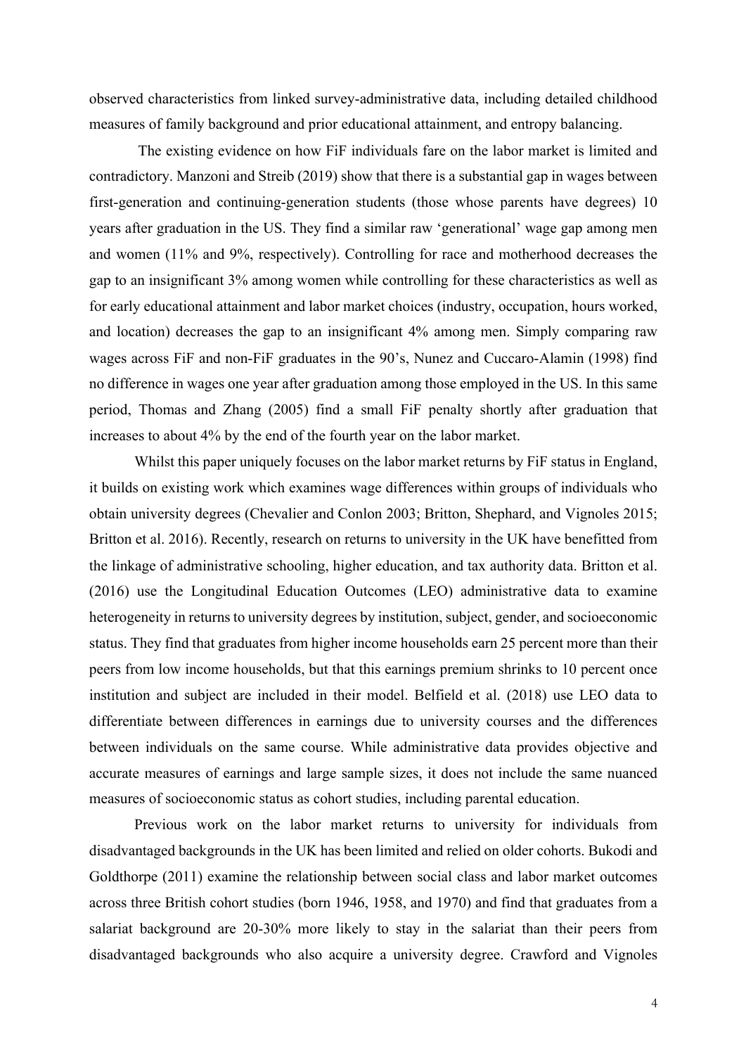observed characteristics from linked survey-administrative data, including detailed childhood measures of family background and prior educational attainment, and entropy balancing.

The existing evidence on how FiF individuals fare on the labor market is limited and contradictory. Manzoni and Streib (2019) show that there is a substantial gap in wages between first-generation and continuing-generation students (those whose parents have degrees) 10 years after graduation in the US. They find a similar raw 'generational' wage gap among men and women (11% and 9%, respectively). Controlling for race and motherhood decreases the gap to an insignificant 3% among women while controlling for these characteristics as well as for early educational attainment and labor market choices (industry, occupation, hours worked, and location) decreases the gap to an insignificant 4% among men. Simply comparing raw wages across FiF and non-FiF graduates in the 90's, Nunez and Cuccaro-Alamin (1998) find no difference in wages one year after graduation among those employed in the US. In this same period, Thomas and Zhang (2005) find a small FiF penalty shortly after graduation that increases to about 4% by the end of the fourth year on the labor market.

Whilst this paper uniquely focuses on the labor market returns by FiF status in England, it builds on existing work which examines wage differences within groups of individuals who obtain university degrees (Chevalier and Conlon 2003; Britton, Shephard, and Vignoles 2015; Britton et al. 2016). Recently, research on returns to university in the UK have benefitted from the linkage of administrative schooling, higher education, and tax authority data. Britton et al. (2016) use the Longitudinal Education Outcomes (LEO) administrative data to examine heterogeneity in returns to university degrees by institution, subject, gender, and socioeconomic status. They find that graduates from higher income households earn 25 percent more than their peers from low income households, but that this earnings premium shrinks to 10 percent once institution and subject are included in their model. Belfield et al. (2018) use LEO data to differentiate between differences in earnings due to university courses and the differences between individuals on the same course. While administrative data provides objective and accurate measures of earnings and large sample sizes, it does not include the same nuanced measures of socioeconomic status as cohort studies, including parental education.

Previous work on the labor market returns to university for individuals from disadvantaged backgrounds in the UK has been limited and relied on older cohorts. Bukodi and Goldthorpe (2011) examine the relationship between social class and labor market outcomes across three British cohort studies (born 1946, 1958, and 1970) and find that graduates from a salariat background are 20-30% more likely to stay in the salariat than their peers from disadvantaged backgrounds who also acquire a university degree. Crawford and Vignoles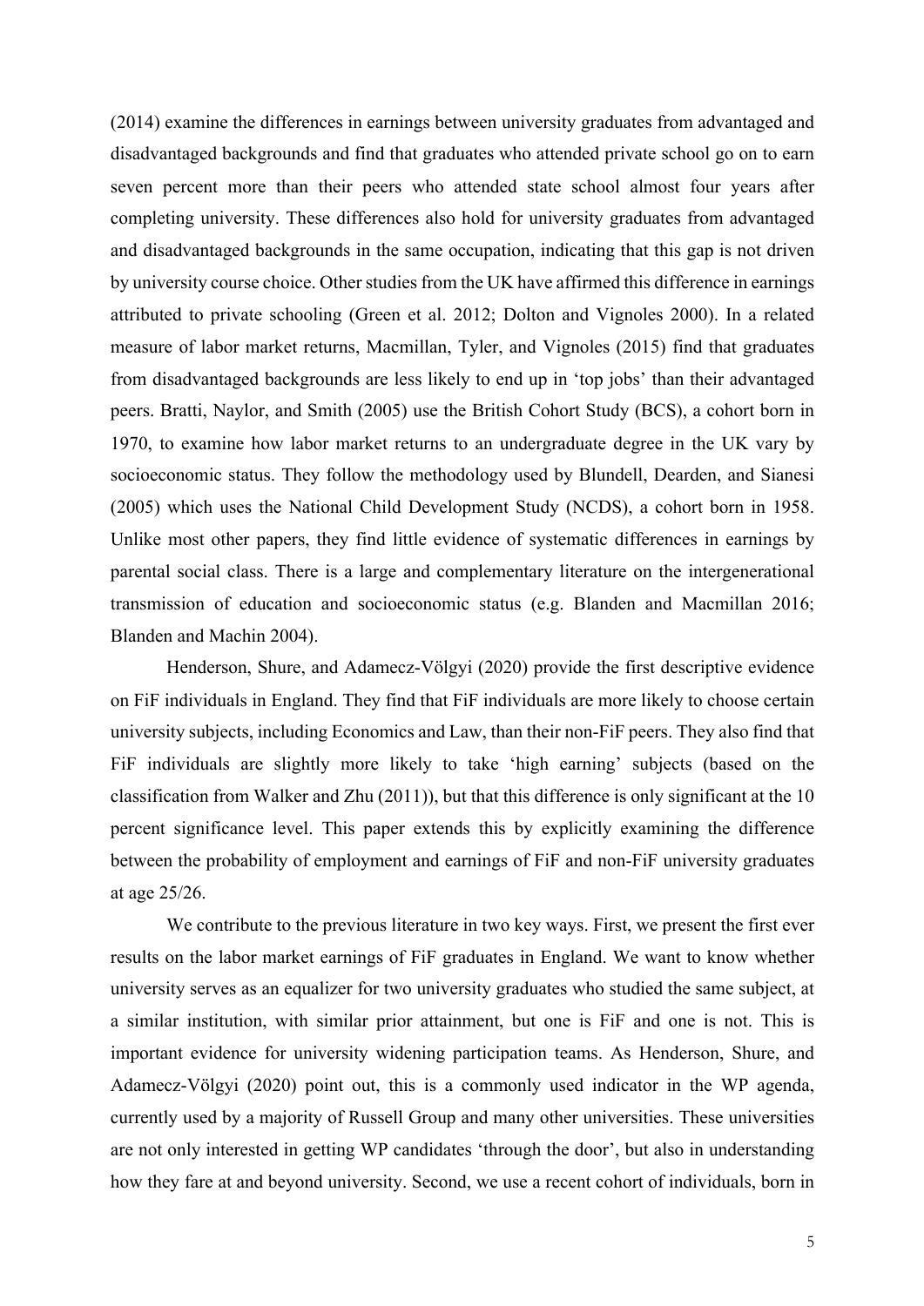(2014) examine the differences in earnings between university graduates from advantaged and disadvantaged backgrounds and find that graduates who attended private school go on to earn seven percent more than their peers who attended state school almost four years after completing university. These differences also hold for university graduates from advantaged and disadvantaged backgrounds in the same occupation, indicating that this gap is not driven by university course choice. Other studies from the UK have affirmed this difference in earnings attributed to private schooling (Green et al. 2012; Dolton and Vignoles 2000). In a related measure of labor market returns, Macmillan, Tyler, and Vignoles (2015) find that graduates from disadvantaged backgrounds are less likely to end up in 'top jobs' than their advantaged peers. Bratti, Naylor, and Smith (2005) use the British Cohort Study (BCS), a cohort born in 1970, to examine how labor market returns to an undergraduate degree in the UK vary by socioeconomic status. They follow the methodology used by Blundell, Dearden, and Sianesi (2005) which uses the National Child Development Study (NCDS), a cohort born in 1958. Unlike most other papers, they find little evidence of systematic differences in earnings by parental social class. There is a large and complementary literature on the intergenerational transmission of education and socioeconomic status (e.g. Blanden and Macmillan 2016; Blanden and Machin 2004).

Henderson, Shure, and Adamecz-Völgyi (2020) provide the first descriptive evidence on FiF individuals in England. They find that FiF individuals are more likely to choose certain university subjects, including Economics and Law, than their non-FiF peers. They also find that FiF individuals are slightly more likely to take 'high earning' subjects (based on the classification from Walker and Zhu (2011)), but that this difference is only significant at the 10 percent significance level. This paper extends this by explicitly examining the difference between the probability of employment and earnings of FiF and non-FiF university graduates at age 25/26.

We contribute to the previous literature in two key ways. First, we present the first ever results on the labor market earnings of FiF graduates in England. We want to know whether university serves as an equalizer for two university graduates who studied the same subject, at a similar institution, with similar prior attainment, but one is FiF and one is not. This is important evidence for university widening participation teams. As Henderson, Shure, and Adamecz-Völgyi (2020) point out, this is a commonly used indicator in the WP agenda, currently used by a majority of Russell Group and many other universities. These universities are not only interested in getting WP candidates 'through the door', but also in understanding how they fare at and beyond university. Second, we use a recent cohort of individuals, born in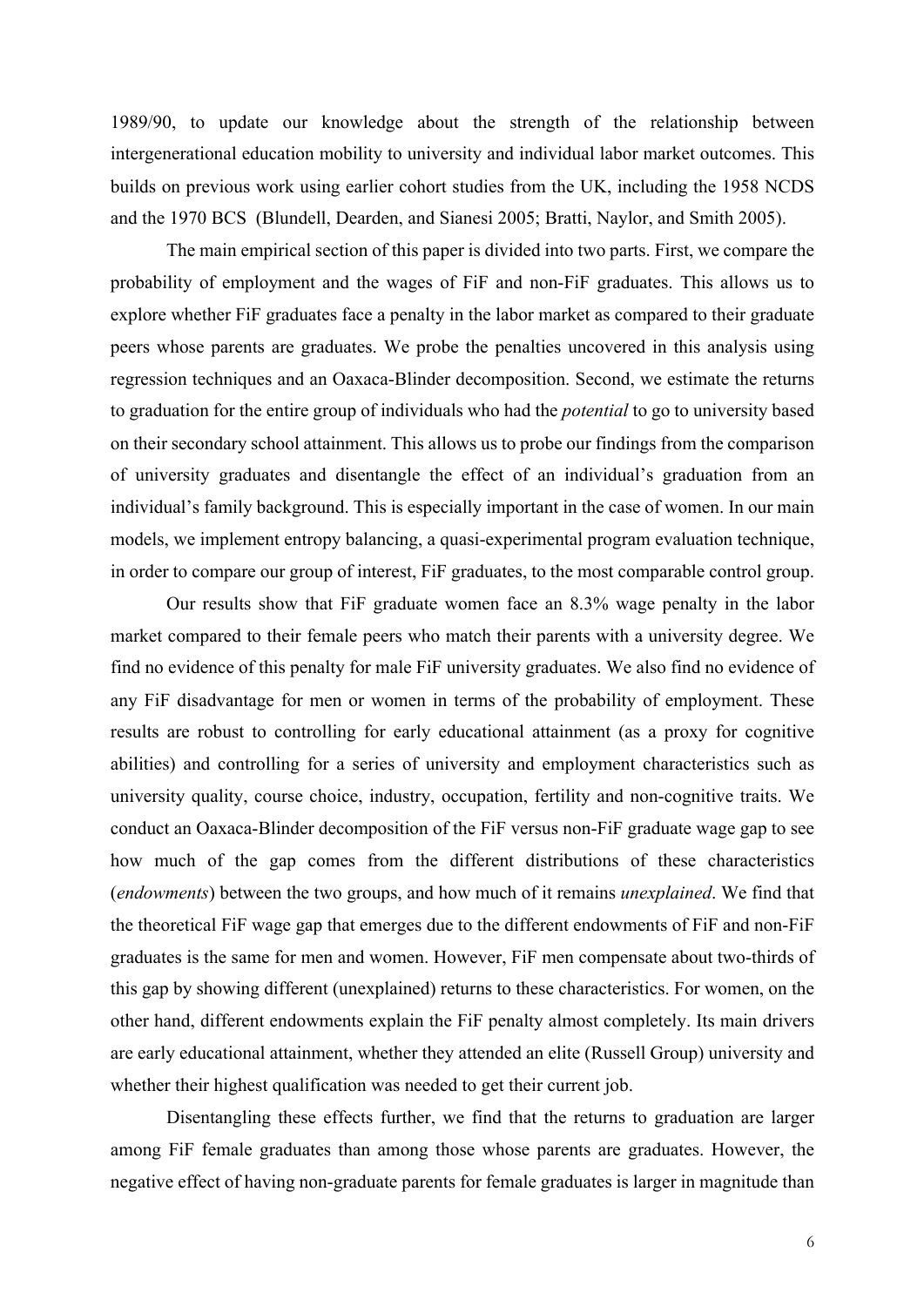1989/90, to update our knowledge about the strength of the relationship between intergenerational education mobility to university and individual labor market outcomes. This builds on previous work using earlier cohort studies from the UK, including the 1958 NCDS and the 1970 BCS (Blundell, Dearden, and Sianesi 2005; Bratti, Naylor, and Smith 2005).

The main empirical section of this paper is divided into two parts. First, we compare the probability of employment and the wages of FiF and non-FiF graduates. This allows us to explore whether FiF graduates face a penalty in the labor market as compared to their graduate peers whose parents are graduates. We probe the penalties uncovered in this analysis using regression techniques and an Oaxaca-Blinder decomposition. Second, we estimate the returns to graduation for the entire group of individuals who had the *potential* to go to university based on their secondary school attainment. This allows us to probe our findings from the comparison of university graduates and disentangle the effect of an individual's graduation from an individual's family background. This is especially important in the case of women. In our main models, we implement entropy balancing, a quasi-experimental program evaluation technique, in order to compare our group of interest, FiF graduates, to the most comparable control group.

Our results show that FiF graduate women face an 8.3% wage penalty in the labor market compared to their female peers who match their parents with a university degree. We find no evidence of this penalty for male FiF university graduates. We also find no evidence of any FiF disadvantage for men or women in terms of the probability of employment. These results are robust to controlling for early educational attainment (as a proxy for cognitive abilities) and controlling for a series of university and employment characteristics such as university quality, course choice, industry, occupation, fertility and non-cognitive traits. We conduct an Oaxaca-Blinder decomposition of the FiF versus non-FiF graduate wage gap to see how much of the gap comes from the different distributions of these characteristics (*endowments*) between the two groups, and how much of it remains *unexplained*. We find that the theoretical FiF wage gap that emerges due to the different endowments of FiF and non-FiF graduates is the same for men and women. However, FiF men compensate about two-thirds of this gap by showing different (unexplained) returns to these characteristics. For women, on the other hand, different endowments explain the FiF penalty almost completely. Its main drivers are early educational attainment, whether they attended an elite (Russell Group) university and whether their highest qualification was needed to get their current job.

Disentangling these effects further, we find that the returns to graduation are larger among FiF female graduates than among those whose parents are graduates. However, the negative effect of having non-graduate parents for female graduates is larger in magnitude than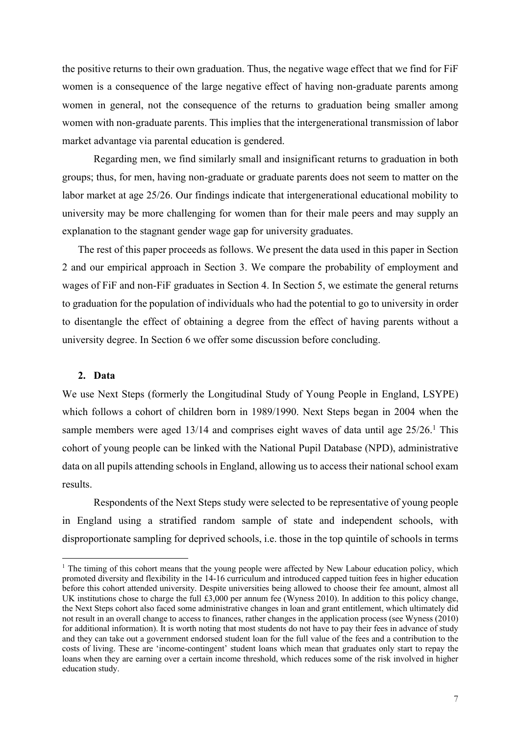the positive returns to their own graduation. Thus, the negative wage effect that we find for FiF women is a consequence of the large negative effect of having non-graduate parents among women in general, not the consequence of the returns to graduation being smaller among women with non-graduate parents. This implies that the intergenerational transmission of labor market advantage via parental education is gendered.

Regarding men, we find similarly small and insignificant returns to graduation in both groups; thus, for men, having non-graduate or graduate parents does not seem to matter on the labor market at age 25/26. Our findings indicate that intergenerational educational mobility to university may be more challenging for women than for their male peers and may supply an explanation to the stagnant gender wage gap for university graduates.

The rest of this paper proceeds as follows. We present the data used in this paper in Section 2 and our empirical approach in Section 3. We compare the probability of employment and wages of FiF and non-FiF graduates in Section 4. In Section 5, we estimate the general returns to graduation for the population of individuals who had the potential to go to university in order to disentangle the effect of obtaining a degree from the effect of having parents without a university degree. In Section 6 we offer some discussion before concluding.

## 2. Data

We use Next Steps (formerly the Longitudinal Study of Young People in England, LSYPE) which follows a cohort of children born in 1989/1990. Next Steps began in 2004 when the sample members were aged 13/14 and comprises eight waves of data until age 25/26.[1] This cohort of young people can be linked with the National Pupil Database (NPD), administrative data on all pupils attending schools in England, allowing us to access their national school exam results.

Respondents of the Next Steps study were selected to be representative of young people in England using a stratified random sample of state and independent schools, with disproportionate sampling for deprived schools, i.e. those in the top quintile of schools in terms

[1] The timing of this cohort means that the young people were affected by New Labour education policy, which promoted diversity and flexibility in the 14-16 curriculum and introduced capped tuition fees in higher education before this cohort attended university. Despite universities being allowed to choose their fee amount, almost all UK institutions chose to charge the full £3,000 per annum fee (Wyness 2010). In addition to this policy change, the Next Steps cohort also faced some administrative changes in loan and grant entitlement, which ultimately did not result in an overall change to access to finances, rather changes in the application process (see Wyness (2010) for additional information). It is worth noting that most students do not have to pay their fees in advance of study and they can take out a government endorsed student loan for the full value of the fees and a contribution to the costs of living. These are 'income-contingent' student loans which mean that graduates only start to repay the loans when they are earning over a certain income threshold, which reduces some of the risk involved in higher education study.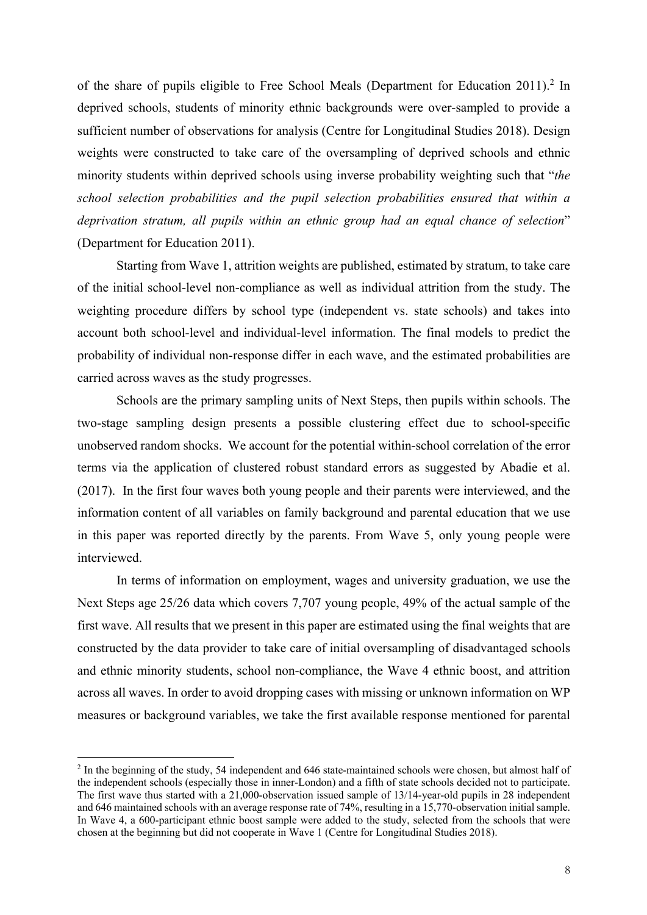of the share of pupils eligible to Free School Meals (Department for Education 2011).[2] In deprived schools, students of minority ethnic backgrounds were over-sampled to provide a sufficient number of observations for analysis (Centre for Longitudinal Studies 2018). Design weights were constructed to take care of the oversampling of deprived schools and ethnic minority students within deprived schools using inverse probability weighting such that "*the school selection probabilities and the pupil selection probabilities ensured that within a deprivation stratum, all pupils within an ethnic group had an equal chance of selection*" (Department for Education 2011).

Starting from Wave 1, attrition weights are published, estimated by stratum, to take care of the initial school-level non-compliance as well as individual attrition from the study. The weighting procedure differs by school type (independent vs. state schools) and takes into account both school-level and individual-level information. The final models to predict the probability of individual non-response differ in each wave, and the estimated probabilities are carried across waves as the study progresses.

Schools are the primary sampling units of Next Steps, then pupils within schools. The two-stage sampling design presents a possible clustering effect due to school-specific unobserved random shocks. We account for the potential within-school correlation of the error terms via the application of clustered robust standard errors as suggested by Abadie et al. (2017). In the first four waves both young people and their parents were interviewed, and the information content of all variables on family background and parental education that we use in this paper was reported directly by the parents. From Wave 5, only young people were interviewed.

In terms of information on employment, wages and university graduation, we use the Next Steps age 25/26 data which covers 7,707 young people, 49% of the actual sample of the first wave. All results that we present in this paper are estimated using the final weights that are constructed by the data provider to take care of initial oversampling of disadvantaged schools and ethnic minority students, school non-compliance, the Wave 4 ethnic boost, and attrition across all waves. In order to avoid dropping cases with missing or unknown information on WP measures or background variables, we take the first available response mentioned for parental

[2] In the beginning of the study, 54 independent and 646 state-maintained schools were chosen, but almost half of the independent schools (especially those in inner-London) and a fifth of state schools decided not to participate. The first wave thus started with a 21,000-observation issued sample of 13/14-year-old pupils in 28 independent and 646 maintained schools with an average response rate of 74%, resulting in a 15,770-observation initial sample. In Wave 4, a 600-participant ethnic boost sample were added to the study, selected from the schools that were chosen at the beginning but did not cooperate in Wave 1 (Centre for Longitudinal Studies 2018).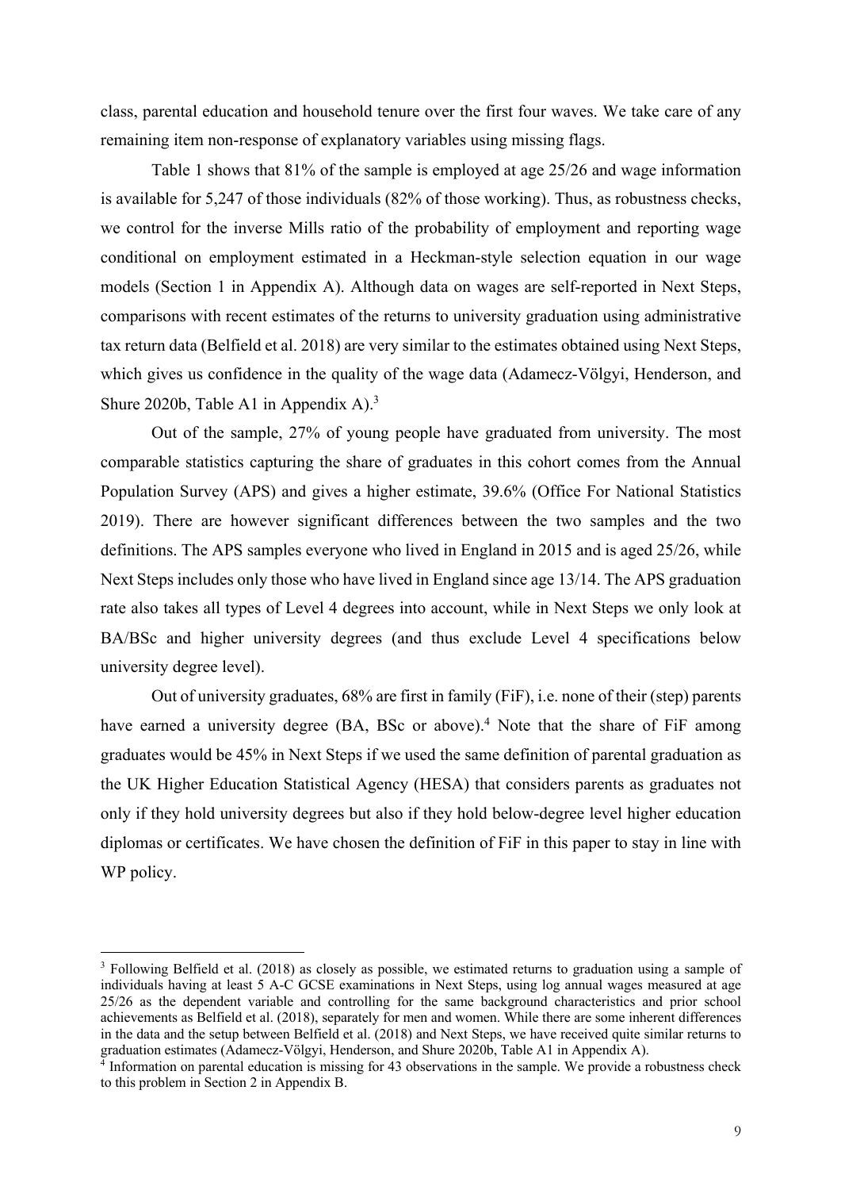class, parental education and household tenure over the first four waves. We take care of any remaining item non-response of explanatory variables using missing flags.

Table 1 shows that 81% of the sample is employed at age 25/26 and wage information is available for 5,247 of those individuals (82% of those working). Thus, as robustness checks, we control for the inverse Mills ratio of the probability of employment and reporting wage conditional on employment estimated in a Heckman-style selection equation in our wage models (Section 1 in Appendix A). Although data on wages are self-reported in Next Steps, comparisons with recent estimates of the returns to university graduation using administrative tax return data (Belfield et al. 2018) are very similar to the estimates obtained using Next Steps, which gives us confidence in the quality of the wage data (Adamecz-Völgyi, Henderson, and Shure 2020b, Table A1 in Appendix A).[3]

Out of the sample, 27% of young people have graduated from university. The most comparable statistics capturing the share of graduates in this cohort comes from the Annual Population Survey (APS) and gives a higher estimate, 39.6% (Office For National Statistics 2019). There are however significant differences between the two samples and the two definitions. The APS samples everyone who lived in England in 2015 and is aged 25/26, while Next Steps includes only those who have lived in England since age 13/14. The APS graduation rate also takes all types of Level 4 degrees into account, while in Next Steps we only look at BA/BSc and higher university degrees (and thus exclude Level 4 specifications below university degree level).

Out of university graduates, 68% are first in family (FiF), i.e. none of their (step) parents have earned a university degree (BA, BSc or above).[4] Note that the share of FiF among graduates would be 45% in Next Steps if we used the same definition of parental graduation as the UK Higher Education Statistical Agency (HESA) that considers parents as graduates not only if they hold university degrees but also if they hold below-degree level higher education diplomas or certificates. We have chosen the definition of FiF in this paper to stay in line with WP policy.

---

[3] Following Belfield et al. (2018) as closely as possible, we estimated returns to graduation using a sample of individuals having at least 5 A-C GCSE examinations in Next Steps, using log annual wages measured at age 25/26 as the dependent variable and controlling for the same background characteristics and prior school achievements as Belfield et al. (2018), separately for men and women. While there are some inherent differences in the data and the setup between Belfield et al. (2018) and Next Steps, we have received quite similar returns to graduation estimates (Adamecz-Völgyi, Henderson, and Shure 2020b, Table A1 in Appendix A).

[4] Information on parental education is missing for 43 observations in the sample. We provide a robustness check to this problem in Section 2 in Appendix B.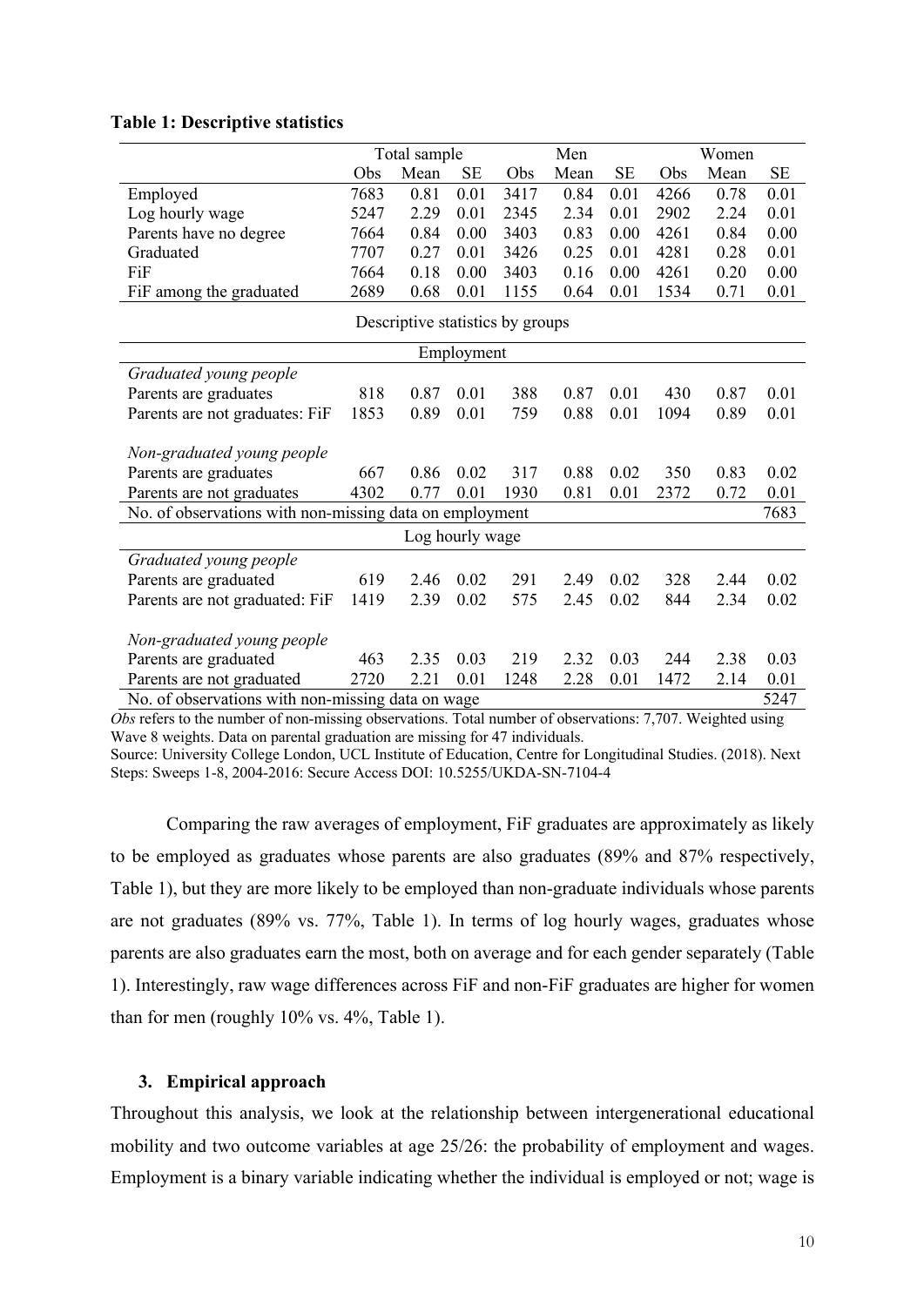**Table 1: Descriptive statistics**

| | Total sample | | | Men | | | Women | | |
|---|---|---|---|---|---|---|---|---|---|
| | Obs | Mean | SE | Obs | Mean | SE | Obs | Mean | SE |
| Employed | 7683 | 0.81 | 0.01 | 3417 | 0.84 | 0.01 | 4266 | 0.78 | 0.01 |
| Log hourly wage | 5247 | 2.29 | 0.01 | 2345 | 2.34 | 0.01 | 2902 | 2.24 | 0.01 |
| Parents have no degree | 7664 | 0.84 | 0.00 | 3403 | 0.83 | 0.00 | 4261 | 0.84 | 0.00 |
| Graduated | 7707 | 0.27 | 0.01 | 3426 | 0.25 | 0.01 | 4281 | 0.28 | 0.01 |
| FiF | 7664 | 0.18 | 0.00 | 3403 | 0.16 | 0.00 | 4261 | 0.20 | 0.00 |
| FiF among the graduated | 2689 | 0.68 | 0.01 | 1155 | 0.64 | 0.01 | 1534 | 0.71 | 0.01 |
| Descriptive statistics by groups | | | | | | | | | |
| Employment | | | | | | | | | |
| *Graduated young people* | | | | | | | | | |
| Parents are graduates | 818 | 0.87 | 0.01 | 388 | 0.87 | 0.01 | 430 | 0.87 | 0.01 |
| Parents are not graduates: FiF | 1853 | 0.89 | 0.01 | 759 | 0.88 | 0.01 | 1094 | 0.89 | 0.01 |
| *Non-graduated young people* | | | | | | | | | |
| Parents are graduates | 667 | 0.86 | 0.02 | 317 | 0.88 | 0.02 | 350 | 0.83 | 0.02 |
| Parents are not graduates | 4302 | 0.77 | 0.01 | 1930 | 0.81 | 0.01 | 2372 | 0.72 | 0.01 |
| No. of observations with non-missing data on employment | | | | | | | | | 7683 |
| Log hourly wage | | | | | | | | | |
| *Graduated young people* | | | | | | | | | |
| Parents are graduated | 619 | 2.46 | 0.02 | 291 | 2.49 | 0.02 | 328 | 2.44 | 0.02 |
| Parents are not graduated: FiF | 1419 | 2.39 | 0.02 | 575 | 2.45 | 0.02 | 844 | 2.34 | 0.02 |
| *Non-graduated young people* | | | | | | | | | |
| Parents are graduated | 463 | 2.35 | 0.03 | 219 | 2.32 | 0.03 | 244 | 2.38 | 0.03 |
| Parents are not graduated | 2720 | 2.21 | 0.01 | 1248 | 2.28 | 0.01 | 1472 | 2.14 | 0.01 |
| No. of observations with non-missing data on wage | | | | | | | | | 5247 |

*Obs* refers to the number of non-missing observations. Total number of observations: 7,707. Weighted using Wave 8 weights. Data on parental graduation are missing for 47 individuals.
Source: University College London, UCL Institute of Education, Centre for Longitudinal Studies. (2018). Next Steps: Sweeps 1-8, 2004-2016: Secure Access DOI: 10.5255/UKDA-SN-7104-4

Comparing the raw averages of employment, FiF graduates are approximately as likely to be employed as graduates whose parents are also graduates (89% and 87% respectively, Table 1), but they are more likely to be employed than non-graduate individuals whose parents are not graduates (89% vs. 77%, Table 1). In terms of log hourly wages, graduates whose parents are also graduates earn the most, both on average and for each gender separately (Table 1). Interestingly, raw wage differences across FiF and non-FiF graduates are higher for women than for men (roughly 10% vs. 4%, Table 1).

## 3. Empirical approach

Throughout this analysis, we look at the relationship between intergenerational educational mobility and two outcome variables at age 25/26: the probability of employment and wages. Employment is a binary variable indicating whether the individual is employed or not; wage is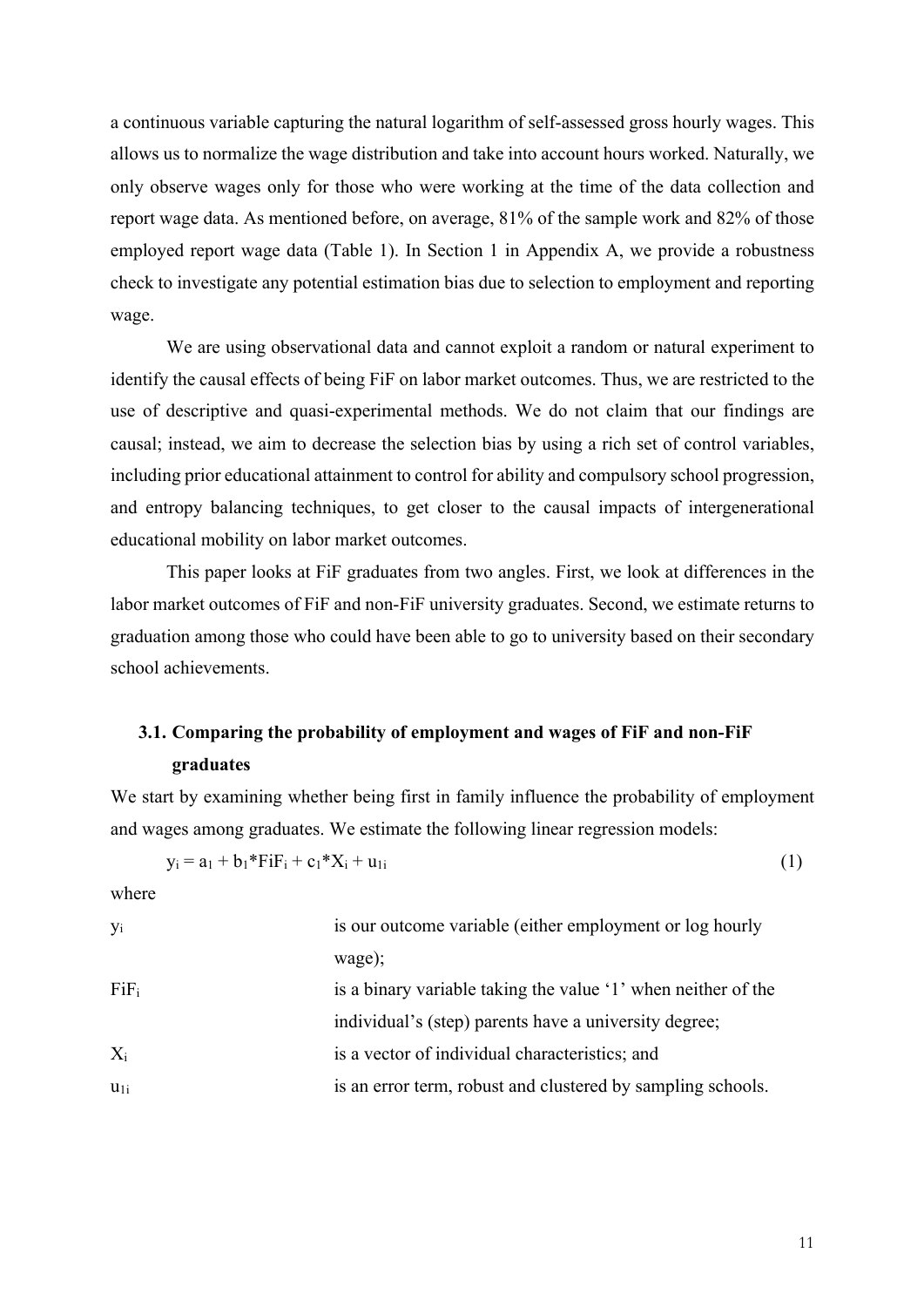a continuous variable capturing the natural logarithm of self-assessed gross hourly wages. This allows us to normalize the wage distribution and take into account hours worked. Naturally, we only observe wages only for those who were working at the time of the data collection and report wage data. As mentioned before, on average, 81% of the sample work and 82% of those employed report wage data (Table 1). In Section 1 in Appendix A, we provide a robustness check to investigate any potential estimation bias due to selection to employment and reporting wage.

We are using observational data and cannot exploit a random or natural experiment to identify the causal effects of being FiF on labor market outcomes. Thus, we are restricted to the use of descriptive and quasi-experimental methods. We do not claim that our findings are causal; instead, we aim to decrease the selection bias by using a rich set of control variables, including prior educational attainment to control for ability and compulsory school progression, and entropy balancing techniques, to get closer to the causal impacts of intergenerational educational mobility on labor market outcomes.

This paper looks at FiF graduates from two angles. First, we look at differences in the labor market outcomes of FiF and non-FiF university graduates. Second, we estimate returns to graduation among those who could have been able to go to university based on their secondary school achievements.

### 3.1. Comparing the probability of employment and wages of FiF and non-FiF graduates

We start by examining whether being first in family influence the probability of employment and wages among graduates. We estimate the following linear regression models:

$$y_i = a_1 + b_1 * FiF_i + c_1 * X_i + u_{1i} \quad (1)$$

where

| | |
|---|---|
| $y_i$ | is our outcome variable (either employment or log hourly wage); |
| $FiF_i$ | is a binary variable taking the value '1' when neither of the individual's (step) parents have a university degree; |
| $X_i$ | is a vector of individual characteristics; and |
| $u_{1i}$ | is an error term, robust and clustered by sampling schools. |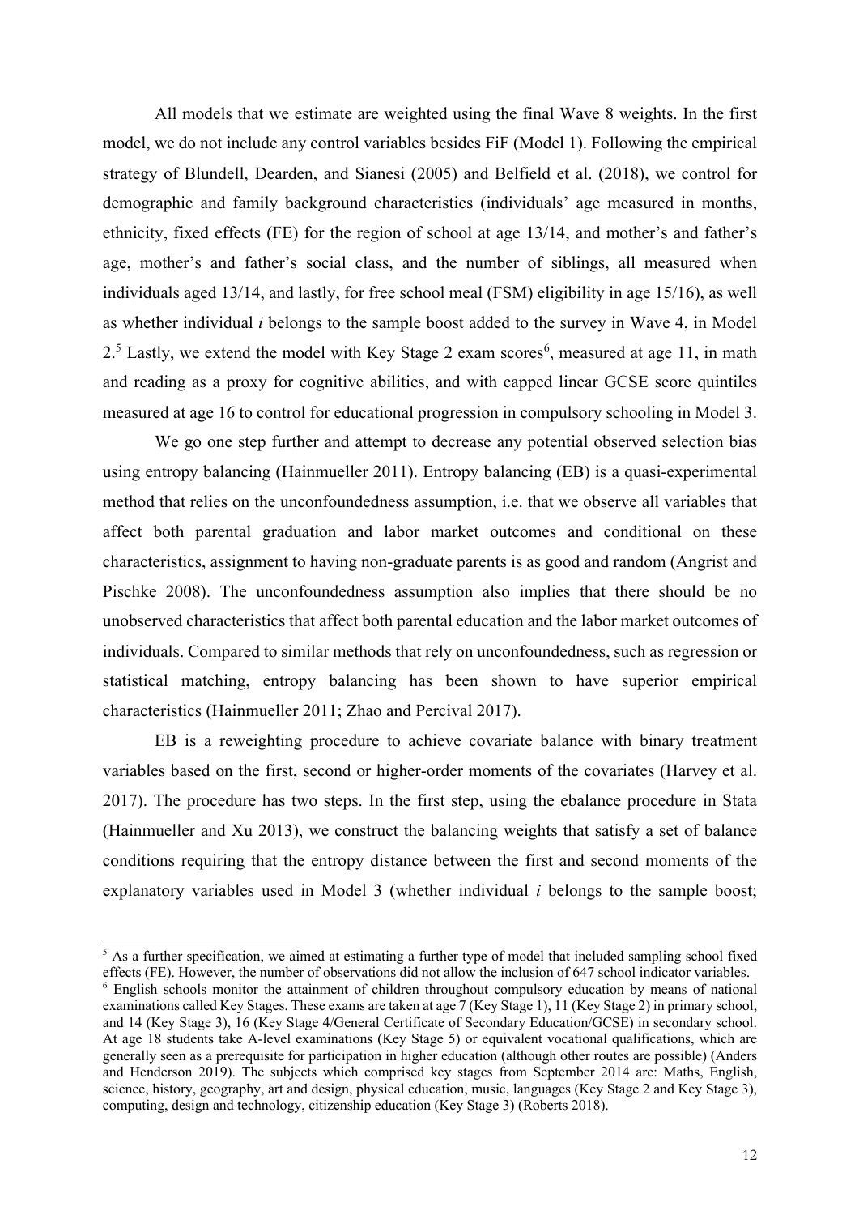All models that we estimate are weighted using the final Wave 8 weights. In the first model, we do not include any control variables besides FiF (Model 1). Following the empirical strategy of Blundell, Dearden, and Sianesi (2005) and Belfield et al. (2018), we control for demographic and family background characteristics (individuals' age measured in months, ethnicity, fixed effects (FE) for the region of school at age 13/14, and mother's and father's age, mother's and father's social class, and the number of siblings, all measured when individuals aged 13/14, and lastly, for free school meal (FSM) eligibility in age 15/16), as well as whether individual *i* belongs to the sample boost added to the survey in Wave 4, in Model 2.[5] Lastly, we extend the model with Key Stage 2 exam scores[6], measured at age 11, in math and reading as a proxy for cognitive abilities, and with capped linear GCSE score quintiles measured at age 16 to control for educational progression in compulsory schooling in Model 3.

We go one step further and attempt to decrease any potential observed selection bias using entropy balancing (Hainmueller 2011). Entropy balancing (EB) is a quasi-experimental method that relies on the unconfoundedness assumption, i.e. that we observe all variables that affect both parental graduation and labor market outcomes and conditional on these characteristics, assignment to having non-graduate parents is as good and random (Angrist and Pischke 2008). The unconfoundedness assumption also implies that there should be no unobserved characteristics that affect both parental education and the labor market outcomes of individuals. Compared to similar methods that rely on unconfoundedness, such as regression or statistical matching, entropy balancing has been shown to have superior empirical characteristics (Hainmueller 2011; Zhao and Percival 2017).

EB is a reweighting procedure to achieve covariate balance with binary treatment variables based on the first, second or higher-order moments of the covariates (Harvey et al. 2017). The procedure has two steps. In the first step, using the ebalance procedure in Stata (Hainmueller and Xu 2013), we construct the balancing weights that satisfy a set of balance conditions requiring that the entropy distance between the first and second moments of the explanatory variables used in Model 3 (whether individual *i* belongs to the sample boost;

---

[5] As a further specification, we aimed at estimating a further type of model that included sampling school fixed effects (FE). However, the number of observations did not allow the inclusion of 647 school indicator variables.

[6] English schools monitor the attainment of children throughout compulsory education by means of national examinations called Key Stages. These exams are taken at age 7 (Key Stage 1), 11 (Key Stage 2) in primary school, and 14 (Key Stage 3), 16 (Key Stage 4/General Certificate of Secondary Education/GCSE) in secondary school. At age 18 students take A-level examinations (Key Stage 5) or equivalent vocational qualifications, which are generally seen as a prerequisite for participation in higher education (although other routes are possible) (Anders and Henderson 2019). The subjects which comprised key stages from September 2014 are: Maths, English, science, history, geography, art and design, physical education, music, languages (Key Stage 2 and Key Stage 3), computing, design and technology, citizenship education (Key Stage 3) (Roberts 2018).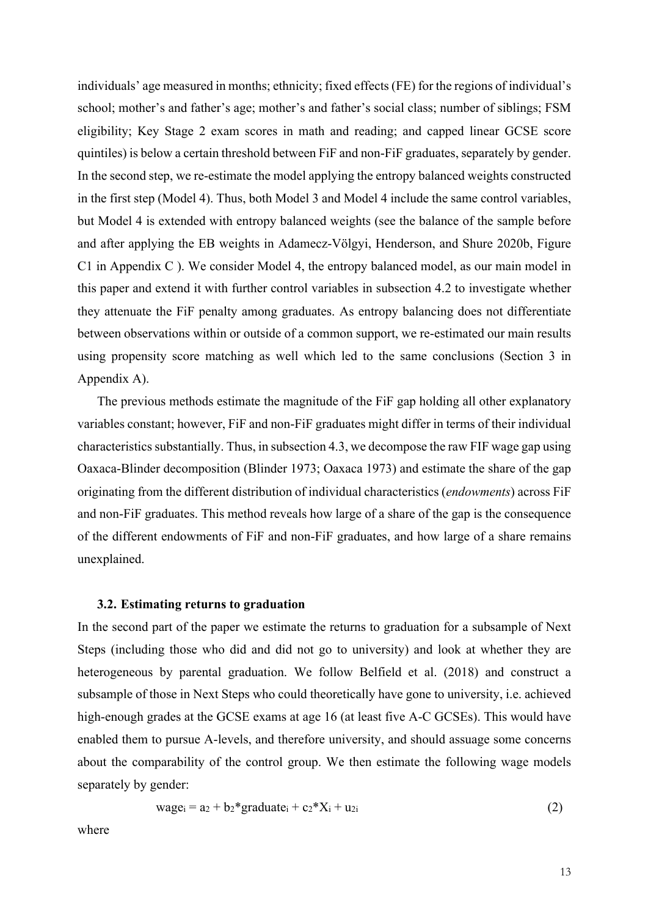individuals' age measured in months; ethnicity; fixed effects (FE) for the regions of individual's school; mother's and father's age; mother's and father's social class; number of siblings; FSM eligibility; Key Stage 2 exam scores in math and reading; and capped linear GCSE score quintiles) is below a certain threshold between FiF and non-FiF graduates, separately by gender. In the second step, we re-estimate the model applying the entropy balanced weights constructed in the first step (Model 4). Thus, both Model 3 and Model 4 include the same control variables, but Model 4 is extended with entropy balanced weights (see the balance of the sample before and after applying the EB weights in Adamecz-Völgyi, Henderson, and Shure 2020b, Figure C1 in Appendix C ). We consider Model 4, the entropy balanced model, as our main model in this paper and extend it with further control variables in subsection 4.2 to investigate whether they attenuate the FiF penalty among graduates. As entropy balancing does not differentiate between observations within or outside of a common support, we re-estimated our main results using propensity score matching as well which led to the same conclusions (Section 3 in Appendix A).

The previous methods estimate the magnitude of the FiF gap holding all other explanatory variables constant; however, FiF and non-FiF graduates might differ in terms of their individual characteristics substantially. Thus, in subsection 4.3, we decompose the raw FIF wage gap using Oaxaca-Blinder decomposition (Blinder 1973; Oaxaca 1973) and estimate the share of the gap originating from the different distribution of individual characteristics (*endowments*) across FiF and non-FiF graduates. This method reveals how large of a share of the gap is the consequence of the different endowments of FiF and non-FiF graduates, and how large of a share remains unexplained.

### 3.2. Estimating returns to graduation

In the second part of the paper we estimate the returns to graduation for a subsample of Next Steps (including those who did and did not go to university) and look at whether they are heterogeneous by parental graduation. We follow Belfield et al. (2018) and construct a subsample of those in Next Steps who could theoretically have gone to university, i.e. achieved high-enough grades at the GCSE exams at age 16 (at least five A-C GCSEs). This would have enabled them to pursue A-levels, and therefore university, and should assuage some concerns about the comparability of the control group. We then estimate the following wage models separately by gender:

$$wage_i = a_2 + b_2 * graduate_i + c_2 * X_i + u_{2i} \tag{2}$$

where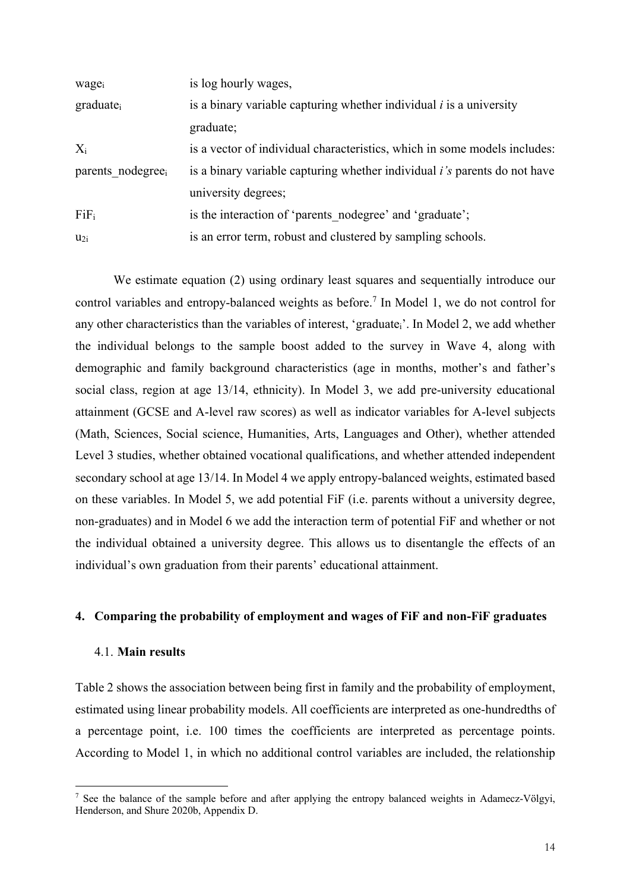| | |
|---|---|
| $wage_i$ | is log hourly wages, |
| $graduate_i$ | is a binary variable capturing whether individual *i* is a university graduate; |
| $X_i$ | is a vector of individual characteristics, which in some models includes: |
| $parents\_nodegree_i$ | is a binary variable capturing whether individual *i's* parents do not have university degrees; |
| $FiF_i$ | is the interaction of 'parents_nodegree' and 'graduate'; |
| $u_{2i}$ | is an error term, robust and clustered by sampling schools. |

We estimate equation (2) using ordinary least squares and sequentially introduce our control variables and entropy-balanced weights as before.[7] In Model 1, we do not control for any other characteristics than the variables of interest, '$graduate_i$'. In Model 2, we add whether the individual belongs to the sample boost added to the survey in Wave 4, along with demographic and family background characteristics (age in months, mother's and father's social class, region at age 13/14, ethnicity). In Model 3, we add pre-university educational attainment (GCSE and A-level raw scores) as well as indicator variables for A-level subjects (Math, Sciences, Social science, Humanities, Arts, Languages and Other), whether attended Level 3 studies, whether obtained vocational qualifications, and whether attended independent secondary school at age 13/14. In Model 4 we apply entropy-balanced weights, estimated based on these variables. In Model 5, we add potential FiF (i.e. parents without a university degree, non-graduates) and in Model 6 we add the interaction term of potential FiF and whether or not the individual obtained a university degree. This allows us to disentangle the effects of an individual's own graduation from their parents' educational attainment.

## 4. Comparing the probability of employment and wages of FiF and non-FiF graduates

### 4.1. Main results

Table 2 shows the association between being first in family and the probability of employment, estimated using linear probability models. All coefficients are interpreted as one-hundredths of a percentage point, i.e. 100 times the coefficients are interpreted as percentage points. According to Model 1, in which no additional control variables are included, the relationship

[7] See the balance of the sample before and after applying the entropy balanced weights in Adamecz-Völgyi, Henderson, and Shure 2020b, Appendix D.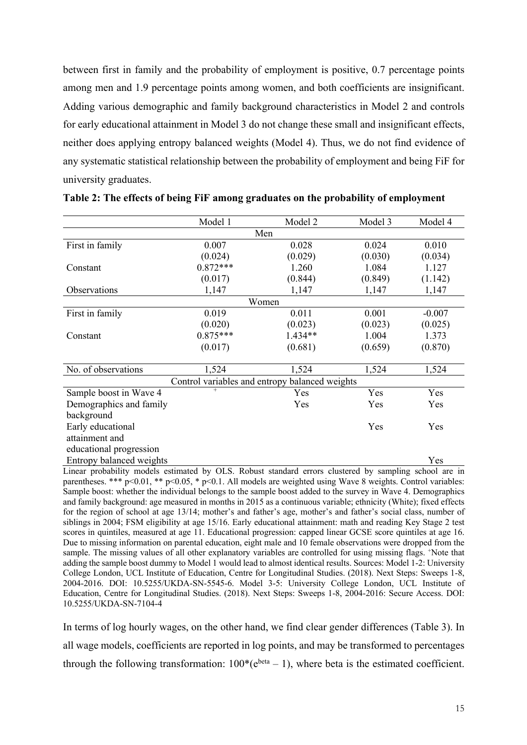between first in family and the probability of employment is positive, 0.7 percentage points among men and 1.9 percentage points among women, and both coefficients are insignificant. Adding various demographic and family background characteristics in Model 2 and controls for early educational attainment in Model 3 do not change these small and insignificant effects, neither does applying entropy balanced weights (Model 4). Thus, we do not find evidence of any systematic statistical relationship between the probability of employment and being FiF for university graduates.

**Table 2: The effects of being FiF among graduates on the probability of employment**

| | Model 1 | Model 2 | Model 3 | Model 4 |
|---|---|---|---|---|
| | | Men | | |
| First in family | 0.007 | 0.028 | 0.024 | 0.010 |
| | (0.024) | (0.029) | (0.030) | (0.034) |
| Constant | 0.872*** | 1.260 | 1.084 | 1.127 |
| | (0.017) | (0.844) | (0.849) | (1.142) |
| Observations | 1,147 | 1,147 | 1,147 | 1,147 |
| | | Women | | |
| First in family | 0.019 | 0.011 | 0.001 | -0.007 |
| | (0.020) | (0.023) | (0.023) | (0.025) |
| Constant | 0.875*** | 1.434** | 1.004 | 1.373 |
| | (0.017) | (0.681) | (0.659) | (0.870) |
| No. of observations | 1,524 | 1,524 | 1,524 | 1,524 |
| | Control variables and entropy balanced weights | | | |
| Sample boost in Wave 4 | + | Yes | Yes | Yes |
| Demographics and family background | | Yes | Yes | Yes |
| Early educational attainment and educational progression | | | Yes | Yes |
| Entropy balanced weights | | | | Yes |

Linear probability models estimated by OLS. Robust standard errors clustered by sampling school are in parentheses. *** p<0.01, ** p<0.05, * p<0.1. All models are weighted using Wave 8 weights. Control variables: Sample boost: whether the individual belongs to the sample boost added to the survey in Wave 4. Demographics and family background: age measured in months in 2015 as a continuous variable; ethnicity (White); fixed effects for the region of school at age 13/14; mother's and father's age, mother's and father's social class, number of siblings in 2004; FSM eligibility at age 15/16. Early educational attainment: math and reading Key Stage 2 test scores in quintiles, measured at age 11. Educational progression: capped linear GCSE score quintiles at age 16. Due to missing information on parental education, eight male and 10 female observations were dropped from the sample. The missing values of all other explanatory variables are controlled for using missing flags. +Note that adding the sample boost dummy to Model 1 would lead to almost identical results. Sources: Model 1-2: University College London, UCL Institute of Education, Centre for Longitudinal Studies. (2018). Next Steps: Sweeps 1-8, 2004-2016. DOI: 10.5255/UKDA-SN-5545-6. Model 3-5: University College London, UCL Institute of Education, Centre for Longitudinal Studies. (2018). Next Steps: Sweeps 1-8, 2004-2016: Secure Access. DOI: 10.5255/UKDA-SN-7104-4

In terms of log hourly wages, on the other hand, we find clear gender differences (Table 3). In all wage models, coefficients are reported in log points, and may be transformed to percentages through the following transformation: $100*(e^{beta} – 1)$, where beta is the estimated coefficient.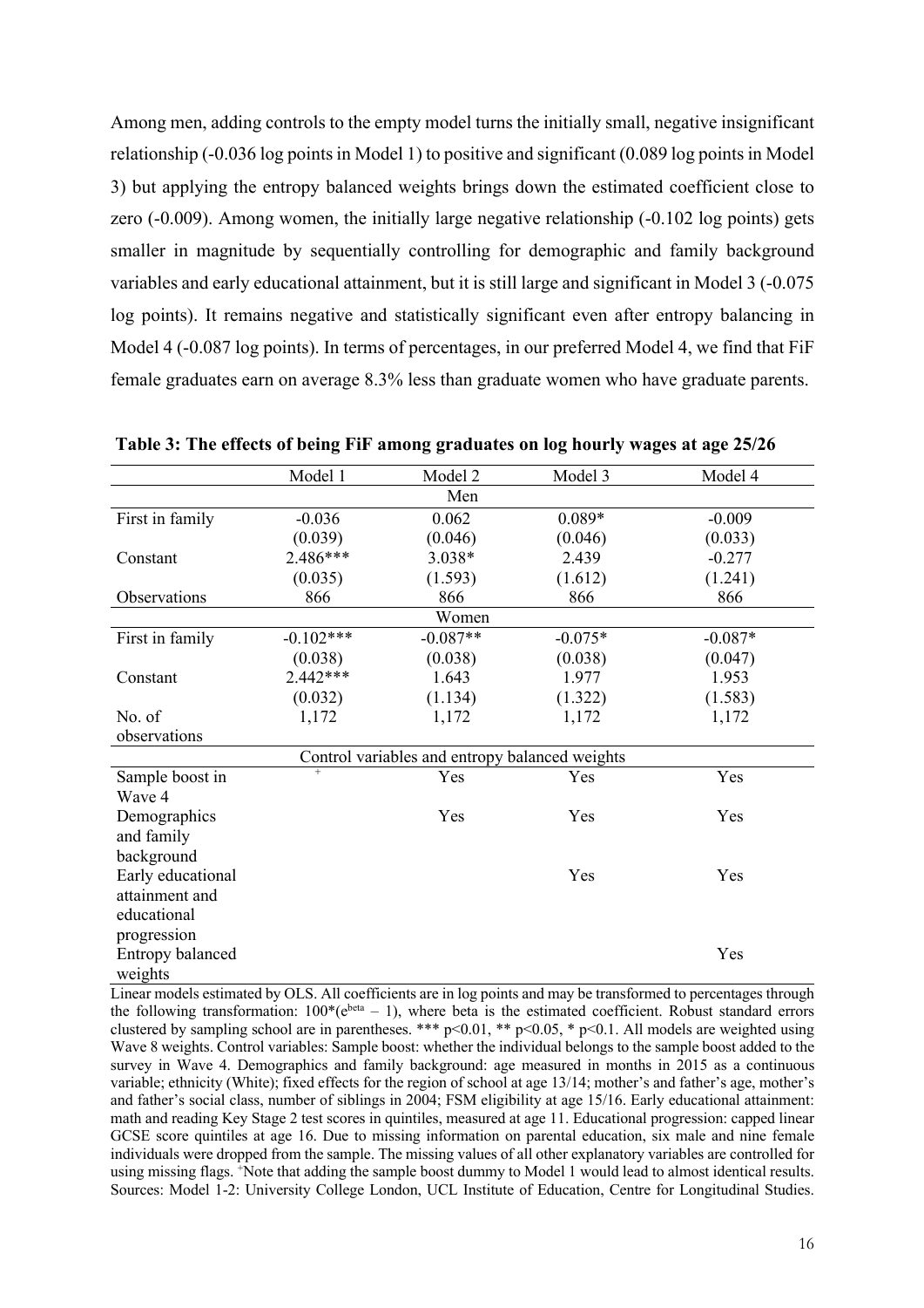Among men, adding controls to the empty model turns the initially small, negative insignificant relationship (-0.036 log points in Model 1) to positive and significant (0.089 log points in Model 3) but applying the entropy balanced weights brings down the estimated coefficient close to zero (-0.009). Among women, the initially large negative relationship (-0.102 log points) gets smaller in magnitude by sequentially controlling for demographic and family background variables and early educational attainment, but it is still large and significant in Model 3 (-0.075 log points). It remains negative and statistically significant even after entropy balancing in Model 4 (-0.087 log points). In terms of percentages, in our preferred Model 4, we find that FiF female graduates earn on average 8.3% less than graduate women who have graduate parents.

**Table 3: The effects of being FiF among graduates on log hourly wages at age 25/26**

| | Model 1 | Model 2 | Model 3 | Model 4 |
|---|---|---|---|---|
| | | Men | | |
| First in family | -0.036 | 0.062 | 0.089* | -0.009 |
| | (0.039) | (0.046) | (0.046) | (0.033) |
| Constant | 2.486*** | 3.038* | 2.439 | -0.277 |
| | (0.035) | (1.593) | (1.612) | (1.241) |
| Observations | 866 | 866 | 866 | 866 |
| | | Women | | |
| First in family | -0.102*** | -0.087** | -0.075* | -0.087* |
| | (0.038) | (0.038) | (0.038) | (0.047) |
| Constant | 2.442*** | 1.643 | 1.977 | 1.953 |
| | (0.032) | (1.134) | (1.322) | (1.583) |
| No. of observations | 1,172 | 1,172 | 1,172 | 1,172 |
| | Control variables and entropy balanced weights | | | |
| Sample boost in Wave 4 | + | Yes | Yes | Yes |
| Demographics and family background | | Yes | Yes | Yes |
| Early educational attainment and educational progression | | | Yes | Yes |
| Entropy balanced weights | | | | Yes |

Linear models estimated by OLS. All coefficients are in log points and may be transformed to percentages through the following transformation: $100*(e^{beta} - 1)$, where beta is the estimated coefficient. Robust standard errors clustered by sampling school are in parentheses. *** p<0.01, ** p<0.05, * p<0.1. All models are weighted using Wave 8 weights. Control variables: Sample boost: whether the individual belongs to the sample boost added to the survey in Wave 4. Demographics and family background: age measured in months in 2015 as a continuous variable; ethnicity (White); fixed effects for the region of school at age 13/14; mother's and father's age, mother's and father's social class, number of siblings in 2004; FSM eligibility at age 15/16. Early educational attainment: math and reading Key Stage 2 test scores in quintiles, measured at age 11. Educational progression: capped linear GCSE score quintiles at age 16. Due to missing information on parental education, six male and nine female individuals were dropped from the sample. The missing values of all other explanatory variables are controlled for using missing flags. +Note that adding the sample boost dummy to Model 1 would lead to almost identical results. Sources: Model 1-2: University College London, UCL Institute of Education, Centre for Longitudinal Studies.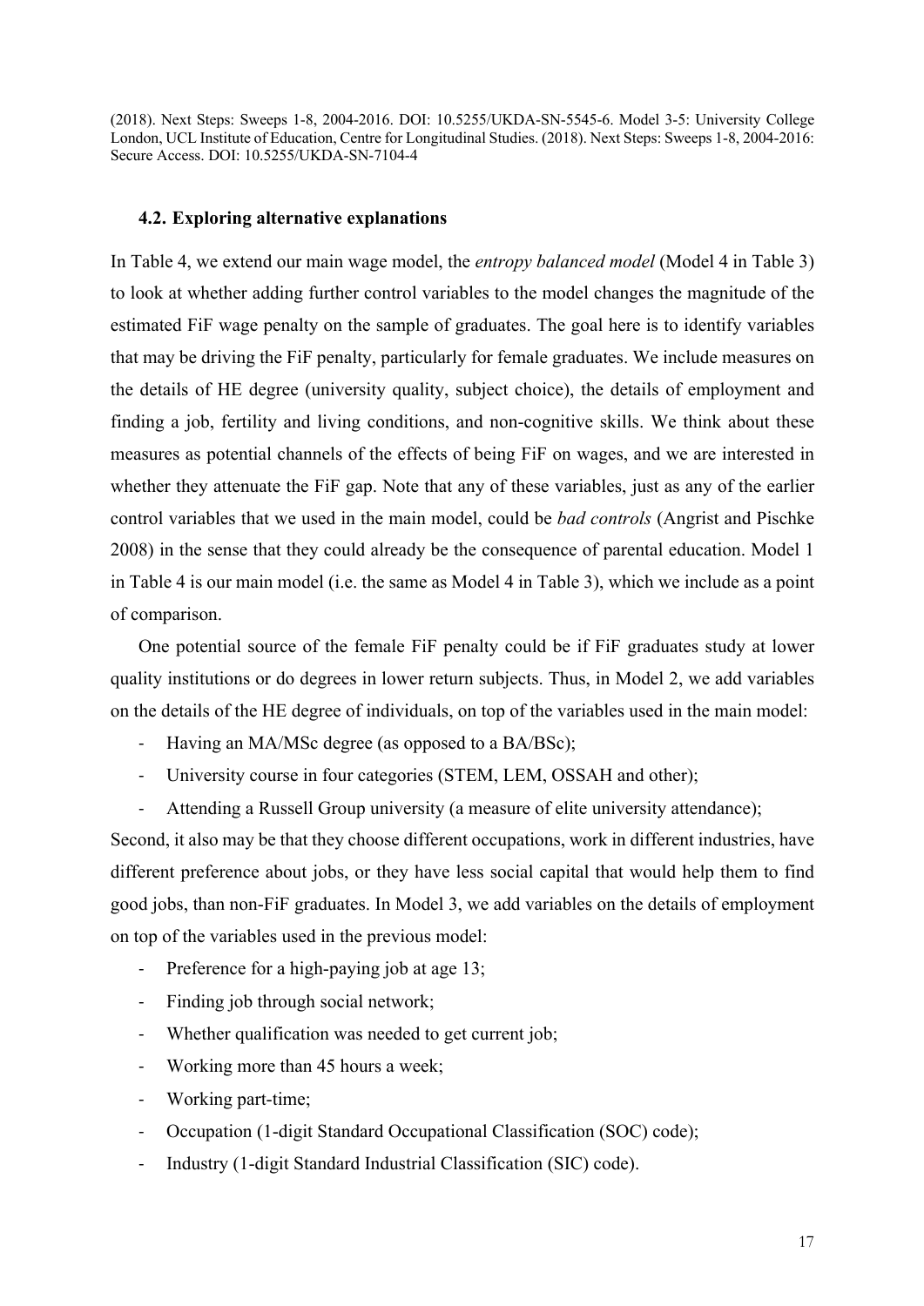(2018). Next Steps: Sweeps 1-8, 2004-2016. DOI: 10.5255/UKDA-SN-5545-6. Model 3-5: University College London, UCL Institute of Education, Centre for Longitudinal Studies. (2018). Next Steps: Sweeps 1-8, 2004-2016: Secure Access. DOI: 10.5255/UKDA-SN-7104-4

### 4.2. Exploring alternative explanations

In Table 4, we extend our main wage model, the *entropy balanced model* (Model 4 in Table 3) to look at whether adding further control variables to the model changes the magnitude of the estimated FiF wage penalty on the sample of graduates. The goal here is to identify variables that may be driving the FiF penalty, particularly for female graduates. We include measures on the details of HE degree (university quality, subject choice), the details of employment and finding a job, fertility and living conditions, and non-cognitive skills. We think about these measures as potential channels of the effects of being FiF on wages, and we are interested in whether they attenuate the FiF gap. Note that any of these variables, just as any of the earlier control variables that we used in the main model, could be *bad controls* (Angrist and Pischke 2008) in the sense that they could already be the consequence of parental education. Model 1 in Table 4 is our main model (i.e. the same as Model 4 in Table 3), which we include as a point of comparison.

One potential source of the female FiF penalty could be if FiF graduates study at lower quality institutions or do degrees in lower return subjects. Thus, in Model 2, we add variables on the details of the HE degree of individuals, on top of the variables used in the main model:

- Having an MA/MSc degree (as opposed to a BA/BSc);
- University course in four categories (STEM, LEM, OSSAH and other);
- Attending a Russell Group university (a measure of elite university attendance);

Second, it also may be that they choose different occupations, work in different industries, have different preference about jobs, or they have less social capital that would help them to find good jobs, than non-FiF graduates. In Model 3, we add variables on the details of employment on top of the variables used in the previous model:

- Preference for a high-paying job at age 13;
- Finding job through social network;
- Whether qualification was needed to get current job;
- Working more than 45 hours a week;
- Working part-time;
- Occupation (1-digit Standard Occupational Classification (SOC) code);
- Industry (1-digit Standard Industrial Classification (SIC) code).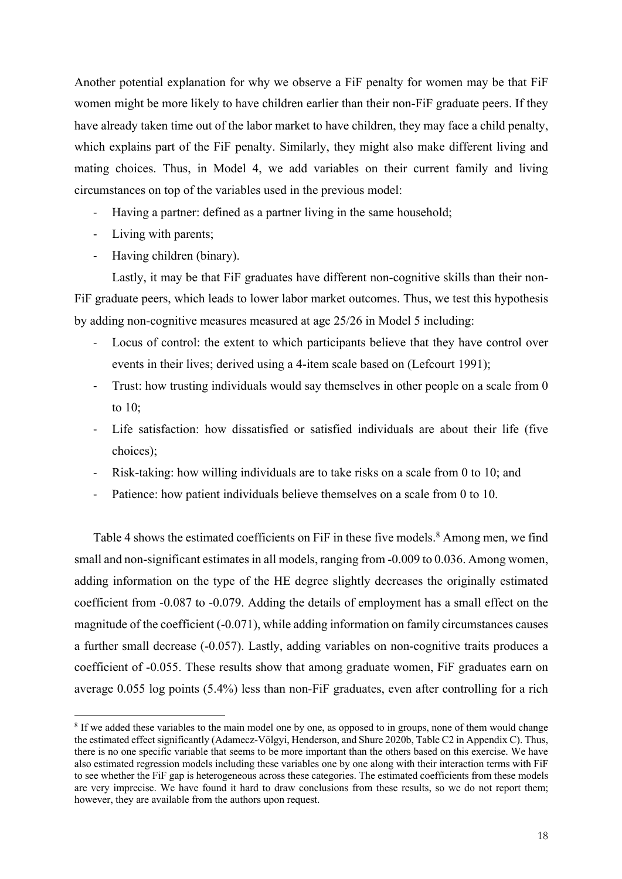Another potential explanation for why we observe a FiF penalty for women may be that FiF women might be more likely to have children earlier than their non-FiF graduate peers. If they have already taken time out of the labor market to have children, they may face a child penalty, which explains part of the FiF penalty. Similarly, they might also make different living and mating choices. Thus, in Model 4, we add variables on their current family and living circumstances on top of the variables used in the previous model:

- Having a partner: defined as a partner living in the same household;
- Living with parents;
- Having children (binary).

Lastly, it may be that FiF graduates have different non-cognitive skills than their non-FiF graduate peers, which leads to lower labor market outcomes. Thus, we test this hypothesis by adding non-cognitive measures measured at age 25/26 in Model 5 including:

- Locus of control: the extent to which participants believe that they have control over events in their lives; derived using a 4-item scale based on (Lefcourt 1991);
- Trust: how trusting individuals would say themselves in other people on a scale from 0 to 10;
- Life satisfaction: how dissatisfied or satisfied individuals are about their life (five choices);
- Risk-taking: how willing individuals are to take risks on a scale from 0 to 10; and
- Patience: how patient individuals believe themselves on a scale from 0 to 10.

Table 4 shows the estimated coefficients on FiF in these five models.[8] Among men, we find small and non-significant estimates in all models, ranging from -0.009 to 0.036. Among women, adding information on the type of the HE degree slightly decreases the originally estimated coefficient from -0.087 to -0.079. Adding the details of employment has a small effect on the magnitude of the coefficient (-0.071), while adding information on family circumstances causes a further small decrease (-0.057). Lastly, adding variables on non-cognitive traits produces a coefficient of -0.055. These results show that among graduate women, FiF graduates earn on average 0.055 log points (5.4%) less than non-FiF graduates, even after controlling for a rich

[8] If we added these variables to the main model one by one, as opposed to in groups, none of them would change the estimated effect significantly (Adamecz-Völgyi, Henderson, and Shure 2020b, Table C2 in Appendix C). Thus, there is no one specific variable that seems to be more important than the others based on this exercise. We have also estimated regression models including these variables one by one along with their interaction terms with FiF to see whether the FiF gap is heterogeneous across these categories. The estimated coefficients from these models are very imprecise. We have found it hard to draw conclusions from these results, so we do not report them; however, they are available from the authors upon request.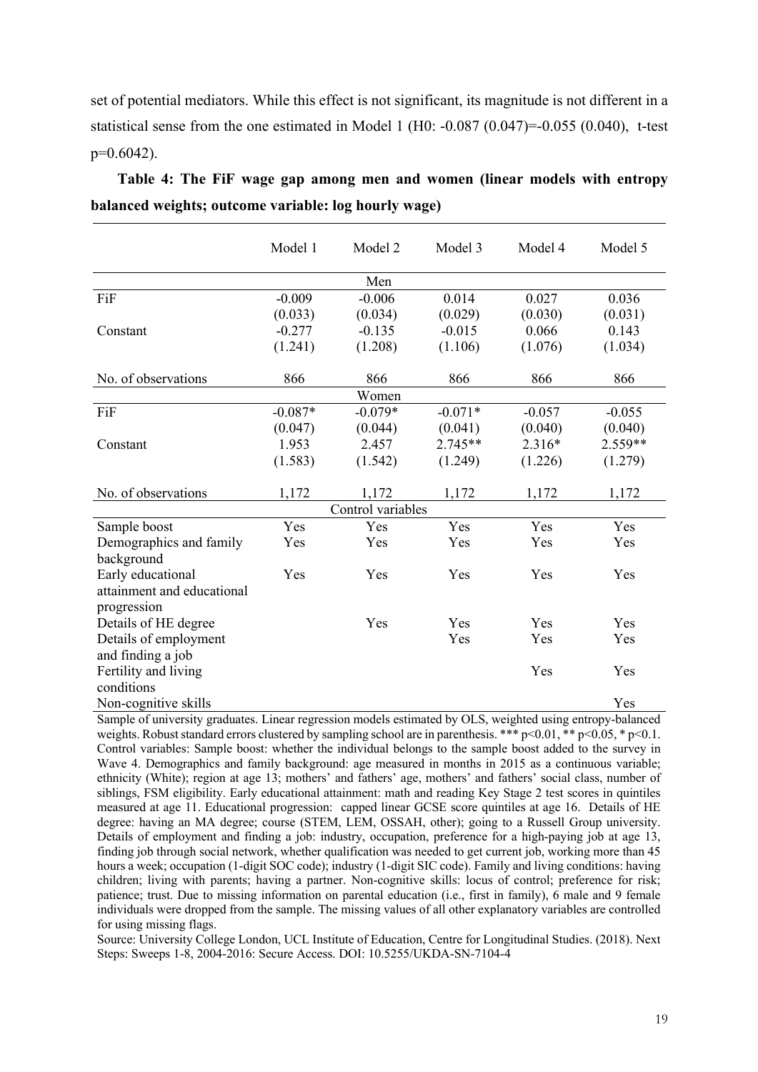set of potential mediators. While this effect is not significant, its magnitude is not different in a statistical sense from the one estimated in Model 1 (H0: -0.087 (0.047)=-0.055 (0.040), t-test p=0.6042).

**Table 4: The FiF wage gap among men and women (linear models with entropy balanced weights; outcome variable: log hourly wage)**

| | Model 1 | Model 2 | Model 3 | Model 4 | Model 5 |
|---|---|---|---|---|---|
| | | Men | | | |
| FiF | -0.009 | -0.006 | 0.014 | 0.027 | 0.036 |
| | (0.033) | (0.034) | (0.029) | (0.030) | (0.031) |
| Constant | -0.277 | -0.135 | -0.015 | 0.066 | 0.143 |
| | (1.241) | (1.208) | (1.106) | (1.076) | (1.034) |
| No. of observations | 866 | 866 | 866 | 866 | 866 |
| | | Women | | | |
| FiF | -0.087* | -0.079* | -0.071* | -0.057 | -0.055 |
| | (0.047) | (0.044) | (0.041) | (0.040) | (0.040) |
| Constant | 1.953 | 2.457 | 2.745** | 2.316* | 2.559** |
| | (1.583) | (1.542) | (1.249) | (1.226) | (1.279) |
| No. of observations | 1,172 | 1,172 | 1,172 | 1,172 | 1,172 |
| | | Control variables | | | |
| Sample boost | Yes | Yes | Yes | Yes | Yes |
| Demographics and family background | Yes | Yes | Yes | Yes | Yes |
| Early educational attainment and educational progression | Yes | Yes | Yes | Yes | Yes |
| Details of HE degree | | Yes | Yes | Yes | Yes |
| Details of employment and finding a job | | | Yes | Yes | Yes |
| Fertility and living conditions | | | | Yes | Yes |
| Non-cognitive skills | | | | | Yes |

Sample of university graduates. Linear regression models estimated by OLS, weighted using entropy-balanced weights. Robust standard errors clustered by sampling school are in parenthesis. *** p<0.01, ** p<0.05, * p<0.1. Control variables: Sample boost: whether the individual belongs to the sample boost added to the survey in Wave 4. Demographics and family background: age measured in months in 2015 as a continuous variable; ethnicity (White); region at age 13; mothers' and fathers' age, mothers' and fathers' social class, number of siblings, FSM eligibility. Early educational attainment: math and reading Key Stage 2 test scores in quintiles measured at age 11. Educational progression: capped linear GCSE score quintiles at age 16. Details of HE degree: having an MA degree; course (STEM, LEM, OSSAH, other); going to a Russell Group university. Details of employment and finding a job: industry, occupation, preference for a high-paying job at age 13, finding job through social network, whether qualification was needed to get current job, working more than 45 hours a week; occupation (1-digit SOC code); industry (1-digit SIC code). Family and living conditions: having children; living with parents; having a partner. Non-cognitive skills: locus of control; preference for risk; patience; trust. Due to missing information on parental education (i.e., first in family), 6 male and 9 female individuals were dropped from the sample. The missing values of all other explanatory variables are controlled for using missing flags.

Source: University College London, UCL Institute of Education, Centre for Longitudinal Studies. (2018). Next Steps: Sweeps 1-8, 2004-2016: Secure Access. DOI: 10.5255/UKDA-SN-7104-4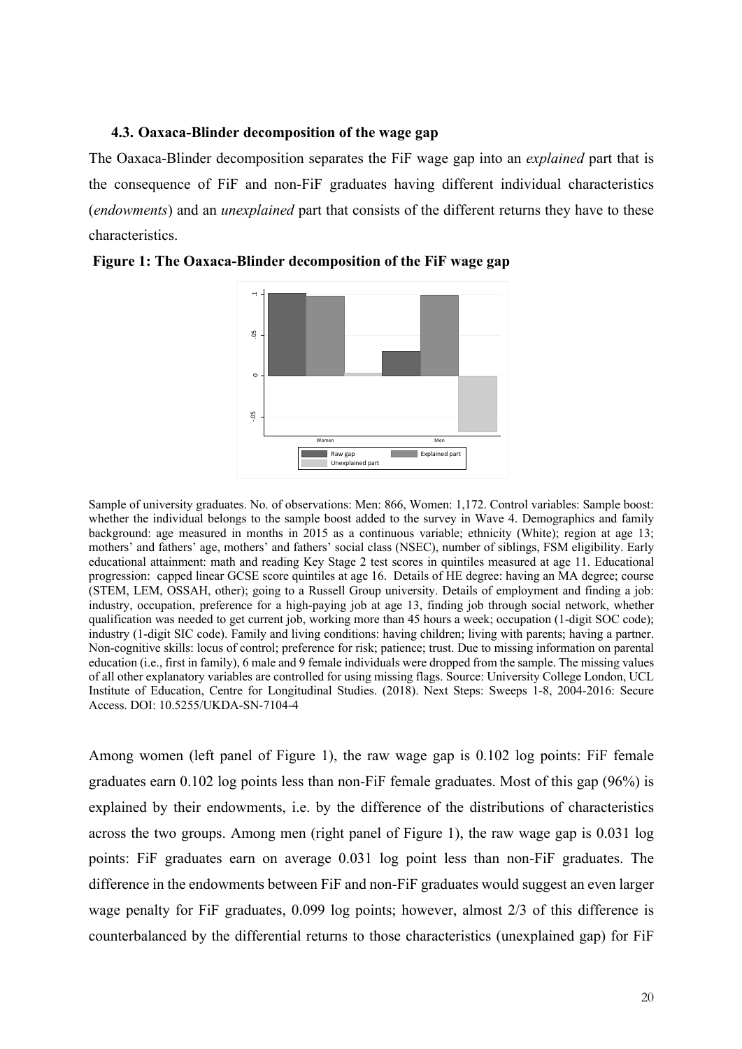### 4.3. Oaxaca-Blinder decomposition of the wage gap

The Oaxaca-Blinder decomposition separates the FiF wage gap into an *explained* part that is the consequence of FiF and non-FiF graduates having different individual characteristics (*endowments*) and an *unexplained* part that consists of the different returns they have to these characteristics.

**Figure 1: The Oaxaca-Blinder decomposition of the FiF wage gap**

.1
.05
0
-.05

Women
Men

Raw gap
Explained part
Unexplained part

Sample of university graduates. No. of observations: Men: 866, Women: 1,172. Control variables: Sample boost: whether the individual belongs to the sample boost added to the survey in Wave 4. Demographics and family background: age measured in months in 2015 as a continuous variable; ethnicity (White); region at age 13; mothers' and fathers' age, mothers' and fathers' social class (NSEC), number of siblings, FSM eligibility. Early educational attainment: math and reading Key Stage 2 test scores in quintiles measured at age 11. Educational progression: capped linear GCSE score quintiles at age 16. Details of HE degree: having an MA degree; course (STEM, LEM, OSSAH, other); going to a Russell Group university. Details of employment and finding a job: industry, occupation, preference for a high-paying job at age 13, finding job through social network, whether qualification was needed to get current job, working more than 45 hours a week; occupation (1-digit SOC code); industry (1-digit SIC code). Family and living conditions: having children; living with parents; having a partner. Non-cognitive skills: locus of control; preference for risk; patience; trust. Due to missing information on parental education (i.e., first in family), 6 male and 9 female individuals were dropped from the sample. The missing values of all other explanatory variables are controlled for using missing flags. Source: University College London, UCL Institute of Education, Centre for Longitudinal Studies. (2018). Next Steps: Sweeps 1-8, 2004-2016: Secure Access. DOI: 10.5255/UKDA-SN-7104-4

Among women (left panel of Figure 1), the raw wage gap is 0.102 log points: FiF female graduates earn 0.102 log points less than non-FiF female graduates. Most of this gap (96%) is explained by their endowments, i.e. by the difference of the distributions of characteristics across the two groups. Among men (right panel of Figure 1), the raw wage gap is 0.031 log points: FiF graduates earn on average 0.031 log point less than non-FiF graduates. The difference in the endowments between FiF and non-FiF graduates would suggest an even larger wage penalty for FiF graduates, 0.099 log points; however, almost 2/3 of this difference is counterbalanced by the differential returns to those characteristics (unexplained gap) for FiF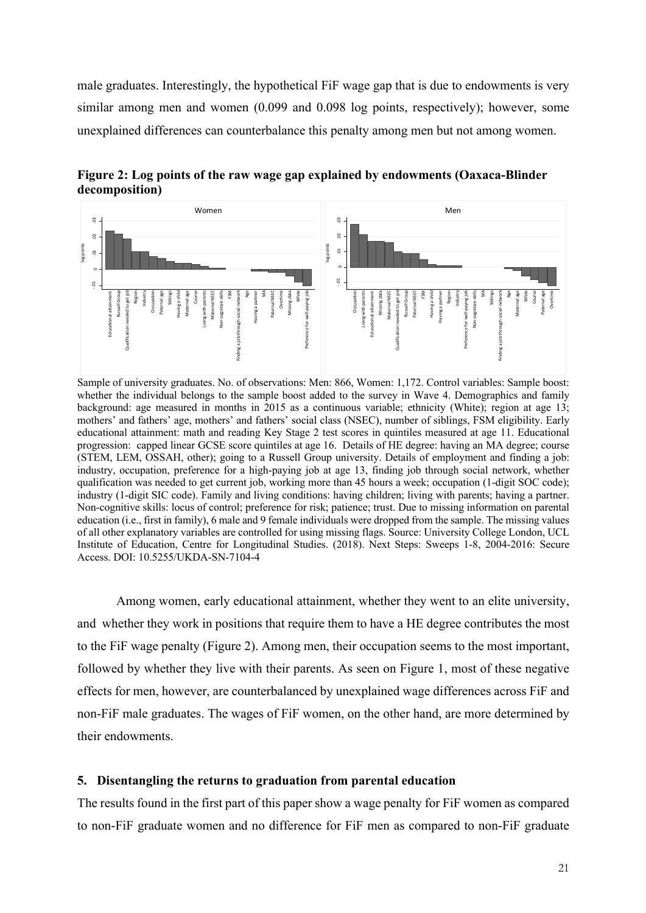male graduates. Interestingly, the hypothetical FiF wage gap that is due to endowments is very similar among men and women (0.099 and 0.098 log points, respectively); however, some unexplained differences can counterbalance this penalty among men but not among women.

**Figure 2: Log points of the raw wage gap explained by endowments (Oaxaca-Blinder decomposition)**

Women

log points

.03
.02
.01
0
-.01

Educational attainment
Russell Group
Qualification needed to get job
Region
Industry
Occupation
Paternal age
Siblings
Having a child
Maternal age
Course
Living with parents
Maternal NSEC
Non-cognitive skills
FSM
Finding a job through social network
Age
Having a partner
MA
Paternal NSEC
Overtime
Missing data
White
Preference for well-paying job

Men

log points

.03
.02
.01
0
-.01

Occupation
Living with parents
Educational attainment
Missing data
Maternal NSEC
Qualification needed to get job
Russell Group
Paternal NSEC
FSM
Having a child
Having a partner
Region
Industry
Preference for well-paying job
Non-cognitive skills
MA
Siblings
Finding a job through social network
Age
Maternal age
White
Course
Paternal age
Overtime

Sample of university graduates. No. of observations: Men: 866, Women: 1,172. Control variables: Sample boost: whether the individual belongs to the sample boost added to the survey in Wave 4. Demographics and family background: age measured in months in 2015 as a continuous variable; ethnicity (White); region at age 13; mothers' and fathers' age, mothers' and fathers' social class (NSEC), number of siblings, FSM eligibility. Early educational attainment: math and reading Key Stage 2 test scores in quintiles measured at age 11. Educational progression: capped linear GCSE score quintiles at age 16. Details of HE degree: having an MA degree; course (STEM, LEM, OSSAH, other); going to a Russell Group university. Details of employment and finding a job: industry, occupation, preference for a high-paying job at age 13, finding job through social network, whether qualification was needed to get current job, working more than 45 hours a week; occupation (1-digit SOC code); industry (1-digit SIC code). Family and living conditions: having children; living with parents; having a partner. Non-cognitive skills: locus of control; preference for risk; patience; trust. Due to missing information on parental education (i.e., first in family), 6 male and 9 female individuals were dropped from the sample. The missing values of all other explanatory variables are controlled for using missing flags. Source: University College London, UCL Institute of Education, Centre for Longitudinal Studies. (2018). Next Steps: Sweeps 1-8, 2004-2016: Secure Access. DOI: 10.5255/UKDA-SN-7104-4

Among women, early educational attainment, whether they went to an elite university, and whether they work in positions that require them to have a HE degree contributes the most to the FiF wage penalty (Figure 2). Among men, their occupation seems to the most important, followed by whether they live with their parents. As seen on Figure 1, most of these negative effects for men, however, are counterbalanced by unexplained wage differences across FiF and non-FiF male graduates. The wages of FiF women, on the other hand, are more determined by their endowments.

## 5. Disentangling the returns to graduation from parental education

The results found in the first part of this paper show a wage penalty for FiF women as compared to non-FiF graduate women and no difference for FiF men as compared to non-FiF graduate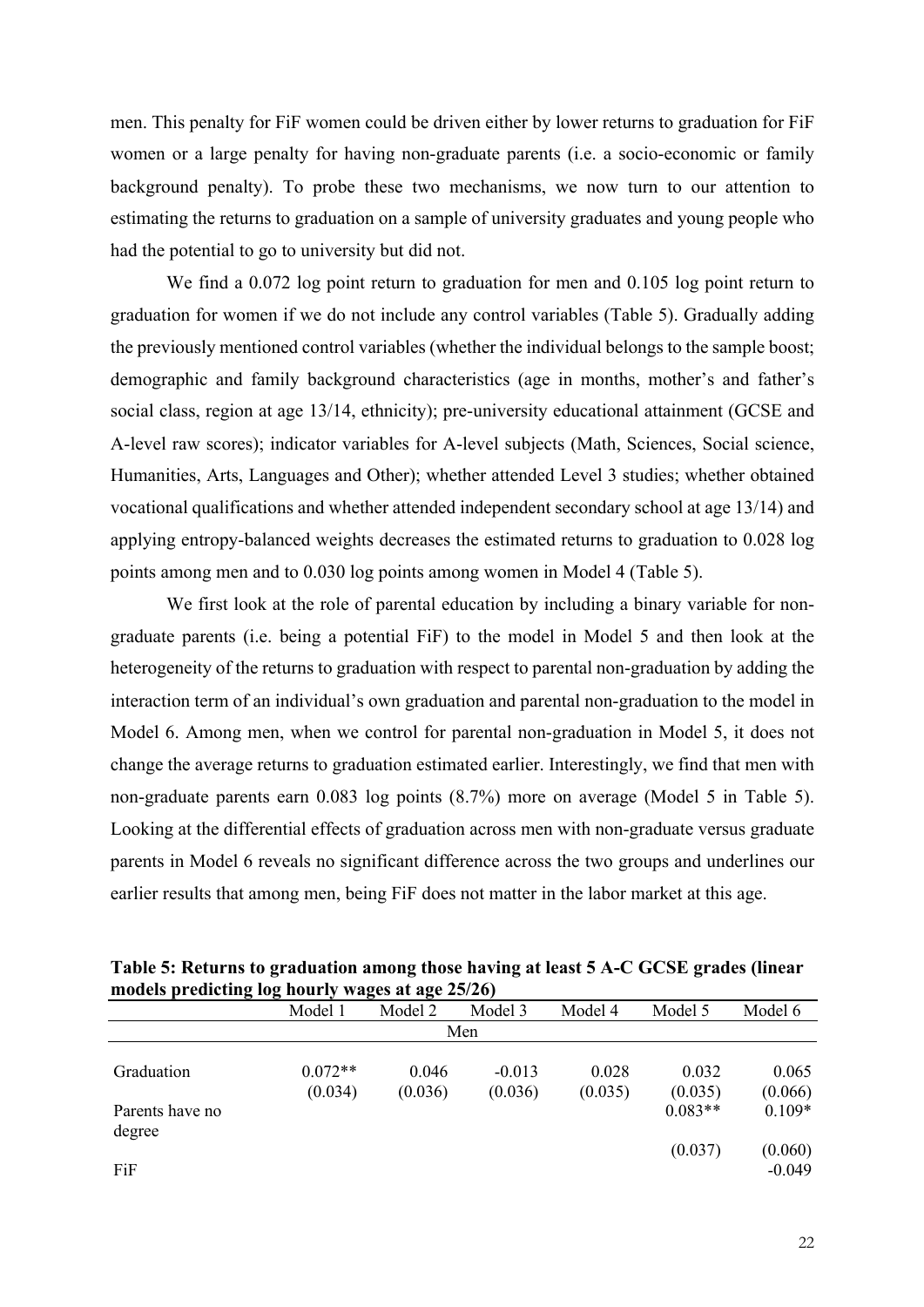men. This penalty for FiF women could be driven either by lower returns to graduation for FiF women or a large penalty for having non-graduate parents (i.e. a socio-economic or family background penalty). To probe these two mechanisms, we now turn to our attention to estimating the returns to graduation on a sample of university graduates and young people who had the potential to go to university but did not.

We find a 0.072 log point return to graduation for men and 0.105 log point return to graduation for women if we do not include any control variables (Table 5). Gradually adding the previously mentioned control variables (whether the individual belongs to the sample boost; demographic and family background characteristics (age in months, mother's and father's social class, region at age 13/14, ethnicity); pre-university educational attainment (GCSE and A-level raw scores); indicator variables for A-level subjects (Math, Sciences, Social science, Humanities, Arts, Languages and Other); whether attended Level 3 studies; whether obtained vocational qualifications and whether attended independent secondary school at age 13/14) and applying entropy-balanced weights decreases the estimated returns to graduation to 0.028 log points among men and to 0.030 log points among women in Model 4 (Table 5).

We first look at the role of parental education by including a binary variable for non-graduate parents (i.e. being a potential FiF) to the model in Model 5 and then look at the heterogeneity of the returns to graduation with respect to parental non-graduation by adding the interaction term of an individual's own graduation and parental non-graduation to the model in Model 6. Among men, when we control for parental non-graduation in Model 5, it does not change the average returns to graduation estimated earlier. Interestingly, we find that men with non-graduate parents earn 0.083 log points (8.7%) more on average (Model 5 in Table 5). Looking at the differential effects of graduation across men with non-graduate versus graduate parents in Model 6 reveals no significant difference across the two groups and underlines our earlier results that among men, being FiF does not matter in the labor market at this age.

**Table 5: Returns to graduation among those having at least 5 A-C GCSE grades (linear models predicting log hourly wages at age 25/26)**

| | Model 1 | Model 2 | Model 3 | Model 4 | Model 5 | Model 6 |
|---|---|---|---|---|---|---|
| | | | Men | | | |
| Graduation | 0.072** | 0.046 | -0.013 | 0.028 | 0.032 | 0.065 |
| | (0.034) | (0.036) | (0.036) | (0.035) | (0.035) | (0.066) |
| Parents have no degree | | | | | 0.083** | 0.109* |
| | | | | | (0.037) | (0.060) |
| FiF | | | | | | -0.049 |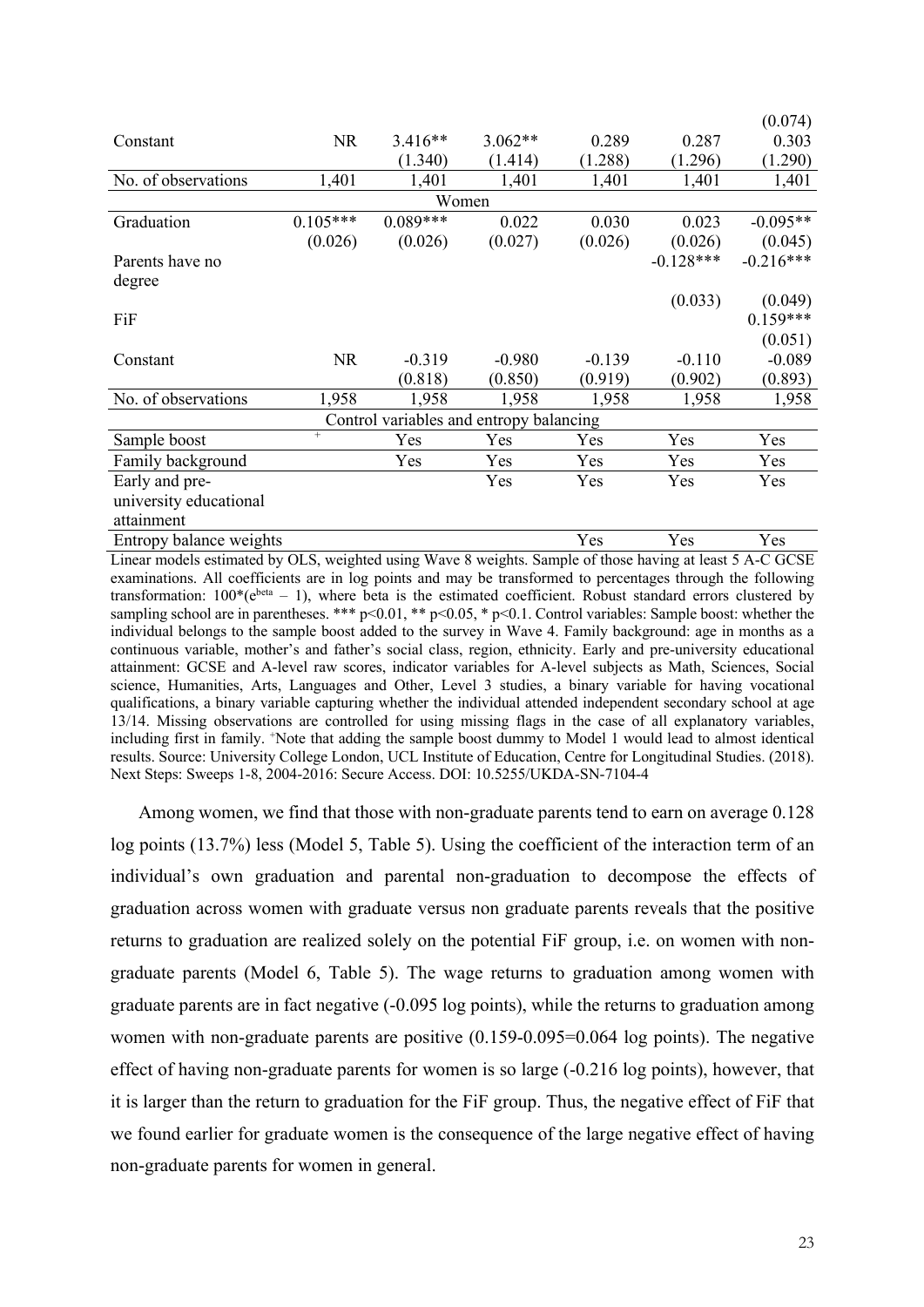| | | | | | | |
|---|---|---|---|---|---|---|
| | | | | | | (0.074) |
| Constant | NR | 3.416** | 3.062** | 0.289 | 0.287 | 0.303 |
| | | (1.340) | (1.414) | (1.288) | (1.296) | (1.290) |
| No. of observations | 1,401 | 1,401 | 1,401 | 1,401 | 1,401 | 1,401 |
| | | | Women | | | |
| Graduation | 0.105*** | 0.089*** | 0.022 | 0.030 | 0.023 | -0.095** |
| | (0.026) | (0.026) | (0.027) | (0.026) | (0.026) | (0.045) |
| Parents have no degree | | | | | -0.128*** | -0.216*** |
| | | | | | (0.033) | (0.049) |
| FiF | | | | | | 0.159*** |
| | | | | | | (0.051) |
| Constant | NR | -0.319 | -0.980 | -0.139 | -0.110 | -0.089 |
| | | (0.818) | (0.850) | (0.919) | (0.902) | (0.893) |
| No. of observations | 1,958 | 1,958 | 1,958 | 1,958 | 1,958 | 1,958 |
| | | Control variables and entropy balancing | | | | |
| Sample boost | + | Yes | Yes | Yes | Yes | Yes |
| Family background | | Yes | Yes | Yes | Yes | Yes |
| Early and pre-university educational attainment | | | Yes | Yes | Yes | Yes |
| Entropy balance weights | | | | Yes | Yes | Yes |

Linear models estimated by OLS, weighted using Wave 8 weights. Sample of those having at least 5 A-C GCSE examinations. All coefficients are in log points and may be transformed to percentages through the following transformation: $100*(e^{beta} - 1)$, where beta is the estimated coefficient. Robust standard errors clustered by sampling school are in parentheses. *** p<0.01, ** p<0.05, * p<0.1. Control variables: Sample boost: whether the individual belongs to the sample boost added to the survey in Wave 4. Family background: age in months as a continuous variable, mother's and father's social class, region, ethnicity. Early and pre-university educational attainment: GCSE and A-level raw scores, indicator variables for A-level subjects as Math, Sciences, Social science, Humanities, Arts, Languages and Other, Level 3 studies, a binary variable for having vocational qualifications, a binary variable capturing whether the individual attended independent secondary school at age 13/14. Missing observations are controlled for using missing flags in the case of all explanatory variables, including first in family. [+]Note that adding the sample boost dummy to Model 1 would lead to almost identical results. Source: University College London, UCL Institute of Education, Centre for Longitudinal Studies. (2018). Next Steps: Sweeps 1-8, 2004-2016: Secure Access. DOI: 10.5255/UKDA-SN-7104-4

Among women, we find that those with non-graduate parents tend to earn on average 0.128 log points (13.7%) less (Model 5, Table 5). Using the coefficient of the interaction term of an individual's own graduation and parental non-graduation to decompose the effects of graduation across women with graduate versus non graduate parents reveals that the positive returns to graduation are realized solely on the potential FiF group, i.e. on women with non-graduate parents (Model 6, Table 5). The wage returns to graduation among women with graduate parents are in fact negative (-0.095 log points), while the returns to graduation among women with non-graduate parents are positive (0.159-0.095=0.064 log points). The negative effect of having non-graduate parents for women is so large (-0.216 log points), however, that it is larger than the return to graduation for the FiF group. Thus, the negative effect of FiF that we found earlier for graduate women is the consequence of the large negative effect of having non-graduate parents for women in general.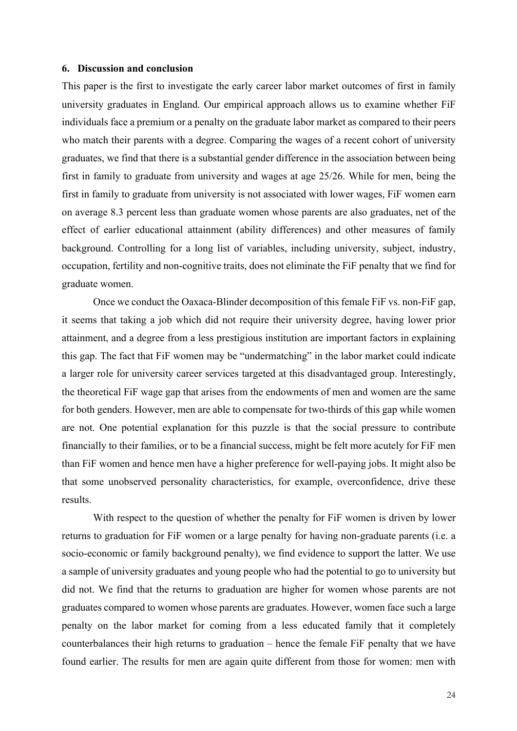## 6. Discussion and conclusion

This paper is the first to investigate the early career labor market outcomes of first in family university graduates in England. Our empirical approach allows us to examine whether FiF individuals face a premium or a penalty on the graduate labor market as compared to their peers who match their parents with a degree. Comparing the wages of a recent cohort of university graduates, we find that there is a substantial gender difference in the association between being first in family to graduate from university and wages at age 25/26. While for men, being the first in family to graduate from university is not associated with lower wages, FiF women earn on average 8.3 percent less than graduate women whose parents are also graduates, net of the effect of earlier educational attainment (ability differences) and other measures of family background. Controlling for a long list of variables, including university, subject, industry, occupation, fertility and non-cognitive traits, does not eliminate the FiF penalty that we find for graduate women.

Once we conduct the Oaxaca-Blinder decomposition of this female FiF vs. non-FiF gap, it seems that taking a job which did not require their university degree, having lower prior attainment, and a degree from a less prestigious institution are important factors in explaining this gap. The fact that FiF women may be "undermatching" in the labor market could indicate a larger role for university career services targeted at this disadvantaged group. Interestingly, the theoretical FiF wage gap that arises from the endowments of men and women are the same for both genders. However, men are able to compensate for two-thirds of this gap while women are not. One potential explanation for this puzzle is that the social pressure to contribute financially to their families, or to be a financial success, might be felt more acutely for FiF men than FiF women and hence men have a higher preference for well-paying jobs. It might also be that some unobserved personality characteristics, for example, overconfidence, drive these results.

With respect to the question of whether the penalty for FiF women is driven by lower returns to graduation for FiF women or a large penalty for having non-graduate parents (i.e. a socio-economic or family background penalty), we find evidence to support the latter. We use a sample of university graduates and young people who had the potential to go to university but did not. We find that the returns to graduation are higher for women whose parents are not graduates compared to women whose parents are graduates. However, women face such a large penalty on the labor market for coming from a less educated family that it completely counterbalances their high returns to graduation – hence the female FiF penalty that we have found earlier. The results for men are again quite different from those for women: men with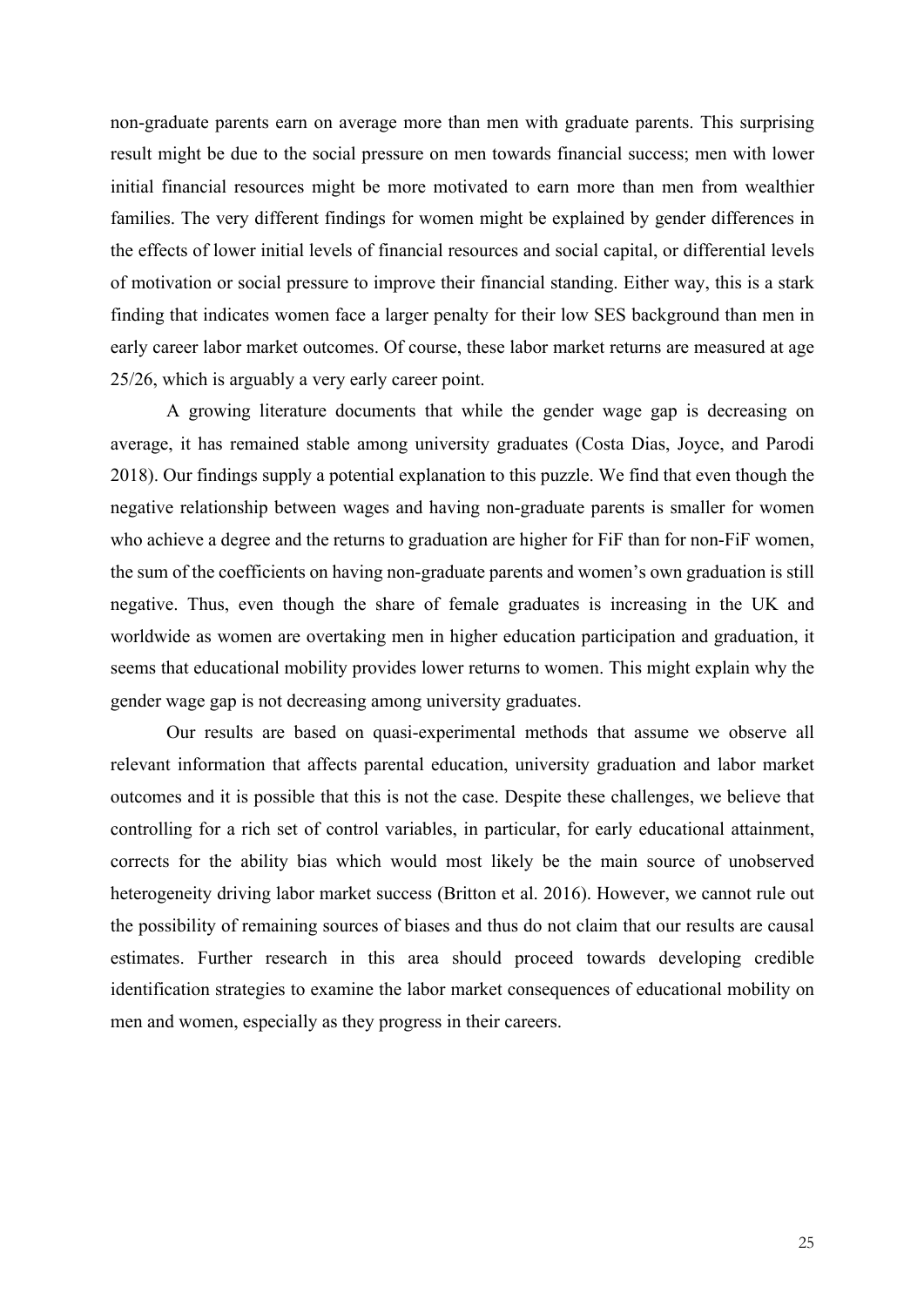non-graduate parents earn on average more than men with graduate parents. This surprising result might be due to the social pressure on men towards financial success; men with lower initial financial resources might be more motivated to earn more than men from wealthier families. The very different findings for women might be explained by gender differences in the effects of lower initial levels of financial resources and social capital, or differential levels of motivation or social pressure to improve their financial standing. Either way, this is a stark finding that indicates women face a larger penalty for their low SES background than men in early career labor market outcomes. Of course, these labor market returns are measured at age 25/26, which is arguably a very early career point.

A growing literature documents that while the gender wage gap is decreasing on average, it has remained stable among university graduates (Costa Dias, Joyce, and Parodi 2018). Our findings supply a potential explanation to this puzzle. We find that even though the negative relationship between wages and having non-graduate parents is smaller for women who achieve a degree and the returns to graduation are higher for FiF than for non-FiF women, the sum of the coefficients on having non-graduate parents and women's own graduation is still negative. Thus, even though the share of female graduates is increasing in the UK and worldwide as women are overtaking men in higher education participation and graduation, it seems that educational mobility provides lower returns to women. This might explain why the gender wage gap is not decreasing among university graduates.

Our results are based on quasi-experimental methods that assume we observe all relevant information that affects parental education, university graduation and labor market outcomes and it is possible that this is not the case. Despite these challenges, we believe that controlling for a rich set of control variables, in particular, for early educational attainment, corrects for the ability bias which would most likely be the main source of unobserved heterogeneity driving labor market success (Britton et al. 2016). However, we cannot rule out the possibility of remaining sources of biases and thus do not claim that our results are causal estimates. Further research in this area should proceed towards developing credible identification strategies to examine the labor market consequences of educational mobility on men and women, especially as they progress in their careers.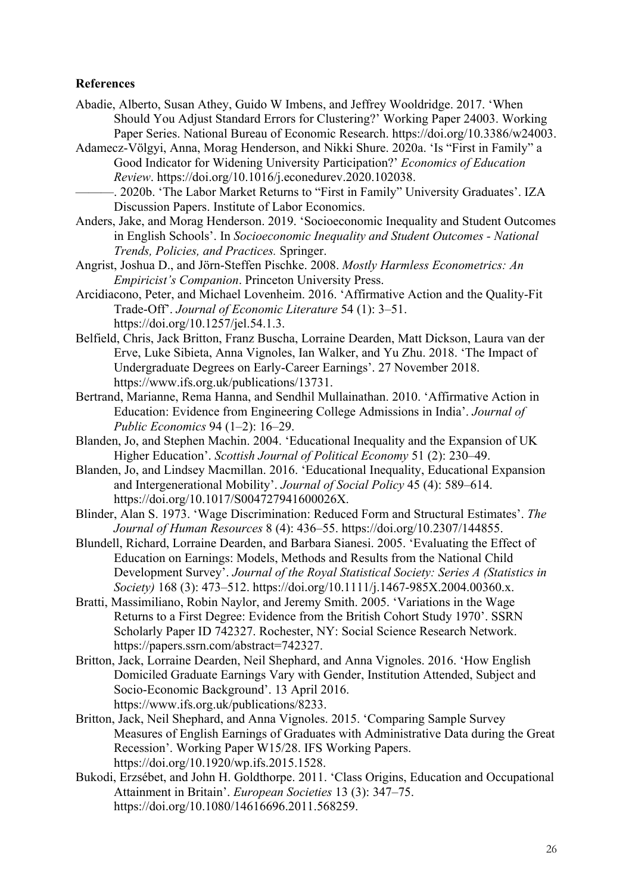**References**

Abadie, Alberto, Susan Athey, Guido W Imbens, and Jeffrey Wooldridge. 2017. 'When Should You Adjust Standard Errors for Clustering?' Working Paper 24003. Working Paper Series. National Bureau of Economic Research. https://doi.org/10.3386/w24003.

Adamecz-Völgyi, Anna, Morag Henderson, and Nikki Shure. 2020a. 'Is "First in Family" a Good Indicator for Widening University Participation?' *Economics of Education Review*. https://doi.org/10.1016/j.econedurev.2020.102038.

———. 2020b. 'The Labor Market Returns to "First in Family" University Graduates'. IZA Discussion Papers. Institute of Labor Economics.

Anders, Jake, and Morag Henderson. 2019. 'Socioeconomic Inequality and Student Outcomes in English Schools'. In *Socioeconomic Inequality and Student Outcomes - National Trends, Policies, and Practices.* Springer.

Angrist, Joshua D., and Jörn-Steffen Pischke. 2008. *Mostly Harmless Econometrics: An Empiricist's Companion*. Princeton University Press.

Arcidiacono, Peter, and Michael Lovenheim. 2016. 'Affirmative Action and the Quality-Fit Trade-Off'. *Journal of Economic Literature* 54 (1): 3–51. https://doi.org/10.1257/jel.54.1.3.

Belfield, Chris, Jack Britton, Franz Buscha, Lorraine Dearden, Matt Dickson, Laura van der Erve, Luke Sibieta, Anna Vignoles, Ian Walker, and Yu Zhu. 2018. 'The Impact of Undergraduate Degrees on Early-Career Earnings'. 27 November 2018. https://www.ifs.org.uk/publications/13731.

Bertrand, Marianne, Rema Hanna, and Sendhil Mullainathan. 2010. 'Affirmative Action in Education: Evidence from Engineering College Admissions in India'. *Journal of Public Economics* 94 (1–2): 16–29.

Blanden, Jo, and Stephen Machin. 2004. 'Educational Inequality and the Expansion of UK Higher Education'. *Scottish Journal of Political Economy* 51 (2): 230–49.

Blanden, Jo, and Lindsey Macmillan. 2016. 'Educational Inequality, Educational Expansion and Intergenerational Mobility'. *Journal of Social Policy* 45 (4): 589–614. https://doi.org/10.1017/S004727941600026X.

Blinder, Alan S. 1973. 'Wage Discrimination: Reduced Form and Structural Estimates'. *The Journal of Human Resources* 8 (4): 436–55. https://doi.org/10.2307/144855.

Blundell, Richard, Lorraine Dearden, and Barbara Sianesi. 2005. 'Evaluating the Effect of Education on Earnings: Models, Methods and Results from the National Child Development Survey'. *Journal of the Royal Statistical Society: Series A (Statistics in Society)* 168 (3): 473–512. https://doi.org/10.1111/j.1467-985X.2004.00360.x.

Bratti, Massimiliano, Robin Naylor, and Jeremy Smith. 2005. 'Variations in the Wage Returns to a First Degree: Evidence from the British Cohort Study 1970'. SSRN Scholarly Paper ID 742327. Rochester, NY: Social Science Research Network. https://papers.ssrn.com/abstract=742327.

Britton, Jack, Lorraine Dearden, Neil Shephard, and Anna Vignoles. 2016. 'How English Domiciled Graduate Earnings Vary with Gender, Institution Attended, Subject and Socio-Economic Background'. 13 April 2016. https://www.ifs.org.uk/publications/8233.

Britton, Jack, Neil Shephard, and Anna Vignoles. 2015. 'Comparing Sample Survey Measures of English Earnings of Graduates with Administrative Data during the Great Recession'. Working Paper W15/28. IFS Working Papers. https://doi.org/10.1920/wp.ifs.2015.1528.

Bukodi, Erzsébet, and John H. Goldthorpe. 2011. 'Class Origins, Education and Occupational Attainment in Britain'. *European Societies* 13 (3): 347–75. https://doi.org/10.1080/14616696.2011.568259.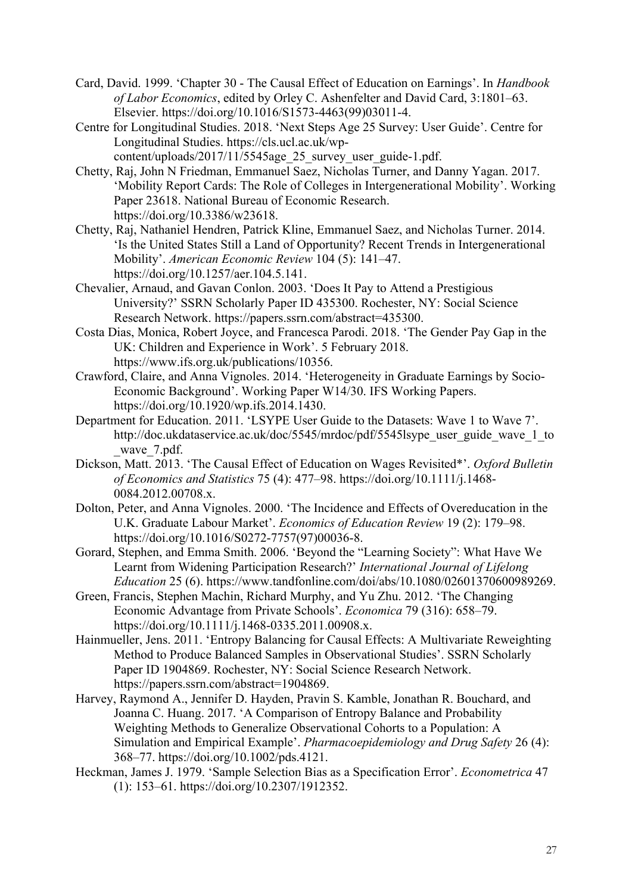Card, David. 1999. 'Chapter 30 - The Causal Effect of Education on Earnings'. In *Handbook of Labor Economics*, edited by Orley C. Ashenfelter and David Card, 3:1801–63. Elsevier. https://doi.org/10.1016/S1573-4463(99)03011-4.

Centre for Longitudinal Studies. 2018. 'Next Steps Age 25 Survey: User Guide'. Centre for Longitudinal Studies. https://cls.ucl.ac.uk/wp-content/uploads/2017/11/5545age_25_survey_user_guide-1.pdf.

Chetty, Raj, John N Friedman, Emmanuel Saez, Nicholas Turner, and Danny Yagan. 2017. 'Mobility Report Cards: The Role of Colleges in Intergenerational Mobility'. Working Paper 23618. National Bureau of Economic Research. https://doi.org/10.3386/w23618.

Chetty, Raj, Nathaniel Hendren, Patrick Kline, Emmanuel Saez, and Nicholas Turner. 2014. 'Is the United States Still a Land of Opportunity? Recent Trends in Intergenerational Mobility'. *American Economic Review* 104 (5): 141–47. https://doi.org/10.1257/aer.104.5.141.

Chevalier, Arnaud, and Gavan Conlon. 2003. 'Does It Pay to Attend a Prestigious University?' SSRN Scholarly Paper ID 435300. Rochester, NY: Social Science Research Network. https://papers.ssrn.com/abstract=435300.

Costa Dias, Monica, Robert Joyce, and Francesca Parodi. 2018. 'The Gender Pay Gap in the UK: Children and Experience in Work'. 5 February 2018. https://www.ifs.org.uk/publications/10356.

Crawford, Claire, and Anna Vignoles. 2014. 'Heterogeneity in Graduate Earnings by Socio-Economic Background'. Working Paper W14/30. IFS Working Papers. https://doi.org/10.1920/wp.ifs.2014.1430.

Department for Education. 2011. 'LSYPE User Guide to the Datasets: Wave 1 to Wave 7'. http://doc.ukdataservice.ac.uk/doc/5545/mrdoc/pdf/5545lsype_user_guide_wave_1_to_wave_7.pdf.

Dickson, Matt. 2013. 'The Causal Effect of Education on Wages Revisited*'. *Oxford Bulletin of Economics and Statistics* 75 (4): 477–98. https://doi.org/10.1111/j.1468-0084.2012.00708.x.

Dolton, Peter, and Anna Vignoles. 2000. 'The Incidence and Effects of Overeducation in the U.K. Graduate Labour Market'. *Economics of Education Review* 19 (2): 179–98. https://doi.org/10.1016/S0272-7757(97)00036-8.

Gorard, Stephen, and Emma Smith. 2006. 'Beyond the "Learning Society": What Have We Learnt from Widening Participation Research?' *International Journal of Lifelong Education* 25 (6). https://www.tandfonline.com/doi/abs/10.1080/02601370600989269.

Green, Francis, Stephen Machin, Richard Murphy, and Yu Zhu. 2012. 'The Changing Economic Advantage from Private Schools'. *Economica* 79 (316): 658–79. https://doi.org/10.1111/j.1468-0335.2011.00908.x.

Hainmueller, Jens. 2011. 'Entropy Balancing for Causal Effects: A Multivariate Reweighting Method to Produce Balanced Samples in Observational Studies'. SSRN Scholarly Paper ID 1904869. Rochester, NY: Social Science Research Network. https://papers.ssrn.com/abstract=1904869.

Harvey, Raymond A., Jennifer D. Hayden, Pravin S. Kamble, Jonathan R. Bouchard, and Joanna C. Huang. 2017. 'A Comparison of Entropy Balance and Probability Weighting Methods to Generalize Observational Cohorts to a Population: A Simulation and Empirical Example'. *Pharmacoepidemiology and Drug Safety* 26 (4): 368–77. https://doi.org/10.1002/pds.4121.

Heckman, James J. 1979. 'Sample Selection Bias as a Specification Error'. *Econometrica* 47 (1): 153–61. https://doi.org/10.2307/1912352.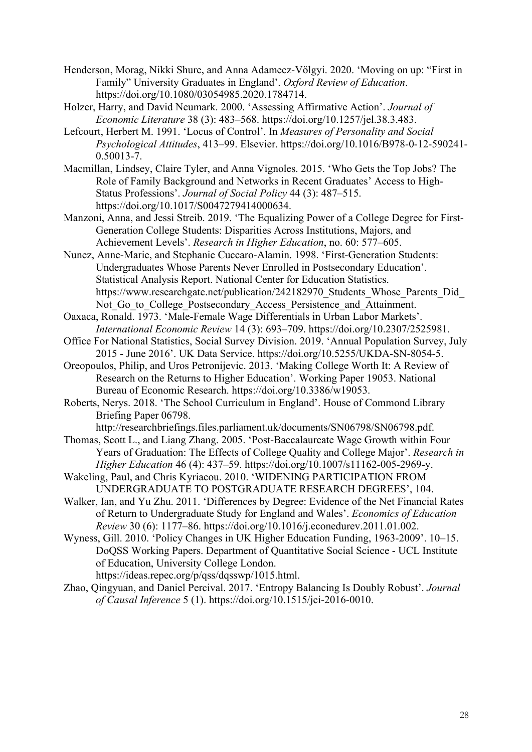Henderson, Morag, Nikki Shure, and Anna Adamecz-Völgyi. 2020. 'Moving on up: "First in Family" University Graduates in England'. *Oxford Review of Education*. https://doi.org/10.1080/03054985.2020.1784714.

Holzer, Harry, and David Neumark. 2000. 'Assessing Affirmative Action'. *Journal of Economic Literature* 38 (3): 483–568. https://doi.org/10.1257/jel.38.3.483.

Lefcourt, Herbert M. 1991. 'Locus of Control'. In *Measures of Personality and Social Psychological Attitudes*, 413–99. Elsevier. https://doi.org/10.1016/B978-0-12-590241-0.50013-7.

Macmillan, Lindsey, Claire Tyler, and Anna Vignoles. 2015. 'Who Gets the Top Jobs? The Role of Family Background and Networks in Recent Graduates' Access to High-Status Professions'. *Journal of Social Policy* 44 (3): 487–515. https://doi.org/10.1017/S0047279414000634.

Manzoni, Anna, and Jessi Streib. 2019. 'The Equalizing Power of a College Degree for First-Generation College Students: Disparities Across Institutions, Majors, and Achievement Levels'. *Research in Higher Education*, no. 60: 577–605.

Nunez, Anne-Marie, and Stephanie Cuccaro-Alamin. 1998. 'First-Generation Students: Undergraduates Whose Parents Never Enrolled in Postsecondary Education'. Statistical Analysis Report. National Center for Education Statistics. https://www.researchgate.net/publication/242182970_Students_Whose_Parents_Did_Not_Go_to_College_Postsecondary_Access_Persistence_and_Attainment.

Oaxaca, Ronald. 1973. 'Male-Female Wage Differentials in Urban Labor Markets'. *International Economic Review* 14 (3): 693–709. https://doi.org/10.2307/2525981.

Office For National Statistics, Social Survey Division. 2019. 'Annual Population Survey, July 2015 - June 2016'. UK Data Service. https://doi.org/10.5255/UKDA-SN-8054-5.

Oreopoulos, Philip, and Uros Petronijevic. 2013. 'Making College Worth It: A Review of Research on the Returns to Higher Education'. Working Paper 19053. National Bureau of Economic Research. https://doi.org/10.3386/w19053.

Roberts, Nerys. 2018. 'The School Curriculum in England'. House of Commond Library Briefing Paper 06798. http://researchbriefings.files.parliament.uk/documents/SN06798/SN06798.pdf.

Thomas, Scott L., and Liang Zhang. 2005. 'Post-Baccalaureate Wage Growth within Four Years of Graduation: The Effects of College Quality and College Major'. *Research in Higher Education* 46 (4): 437–59. https://doi.org/10.1007/s11162-005-2969-y.

Wakeling, Paul, and Chris Kyriacou. 2010. 'WIDENING PARTICIPATION FROM UNDERGRADUATE TO POSTGRADUATE RESEARCH DEGREES', 104.

Walker, Ian, and Yu Zhu. 2011. 'Differences by Degree: Evidence of the Net Financial Rates of Return to Undergraduate Study for England and Wales'. *Economics of Education Review* 30 (6): 1177–86. https://doi.org/10.1016/j.econedurev.2011.01.002.

Wyness, Gill. 2010. 'Policy Changes in UK Higher Education Funding, 1963-2009'. 10–15. DoQSS Working Papers. Department of Quantitative Social Science - UCL Institute of Education, University College London. https://ideas.repec.org/p/qss/dqsswp/1015.html.

Zhao, Qingyuan, and Daniel Percival. 2017. 'Entropy Balancing Is Doubly Robust'. *Journal of Causal Inference* 5 (1). https://doi.org/10.1515/jci-2016-0010.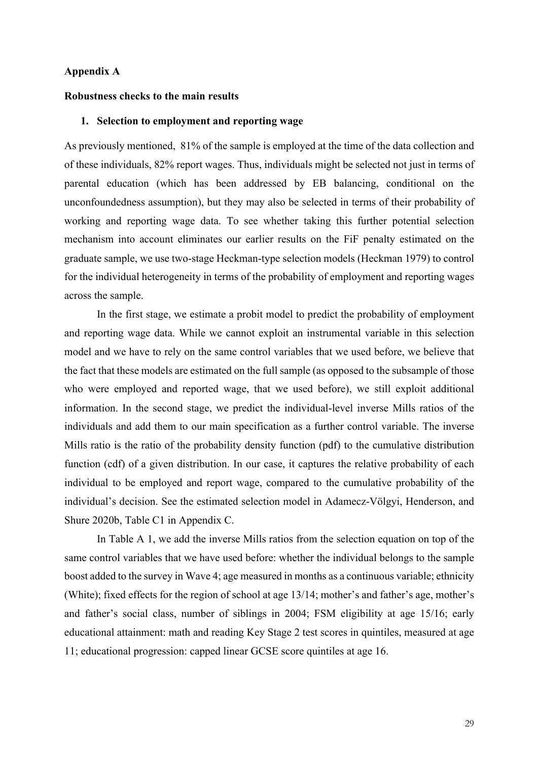## Appendix A

## Robustness checks to the main results

### 1. Selection to employment and reporting wage

As previously mentioned, 81% of the sample is employed at the time of the data collection and of these individuals, 82% report wages. Thus, individuals might be selected not just in terms of parental education (which has been addressed by EB balancing, conditional on the unconfoundedness assumption), but they may also be selected in terms of their probability of working and reporting wage data. To see whether taking this further potential selection mechanism into account eliminates our earlier results on the FiF penalty estimated on the graduate sample, we use two-stage Heckman-type selection models (Heckman 1979) to control for the individual heterogeneity in terms of the probability of employment and reporting wages across the sample.

In the first stage, we estimate a probit model to predict the probability of employment and reporting wage data. While we cannot exploit an instrumental variable in this selection model and we have to rely on the same control variables that we used before, we believe that the fact that these models are estimated on the full sample (as opposed to the subsample of those who were employed and reported wage, that we used before), we still exploit additional information. In the second stage, we predict the individual-level inverse Mills ratios of the individuals and add them to our main specification as a further control variable. The inverse Mills ratio is the ratio of the probability density function (pdf) to the cumulative distribution function (cdf) of a given distribution. In our case, it captures the relative probability of each individual to be employed and report wage, compared to the cumulative probability of the individual's decision. See the estimated selection model in Adamecz-Völgyi, Henderson, and Shure 2020b, Table C1 in Appendix C.

In Table A 1, we add the inverse Mills ratios from the selection equation on top of the same control variables that we have used before: whether the individual belongs to the sample boost added to the survey in Wave 4; age measured in months as a continuous variable; ethnicity (White); fixed effects for the region of school at age 13/14; mother's and father's age, mother's and father's social class, number of siblings in 2004; FSM eligibility at age 15/16; early educational attainment: math and reading Key Stage 2 test scores in quintiles, measured at age 11; educational progression: capped linear GCSE score quintiles at age 16.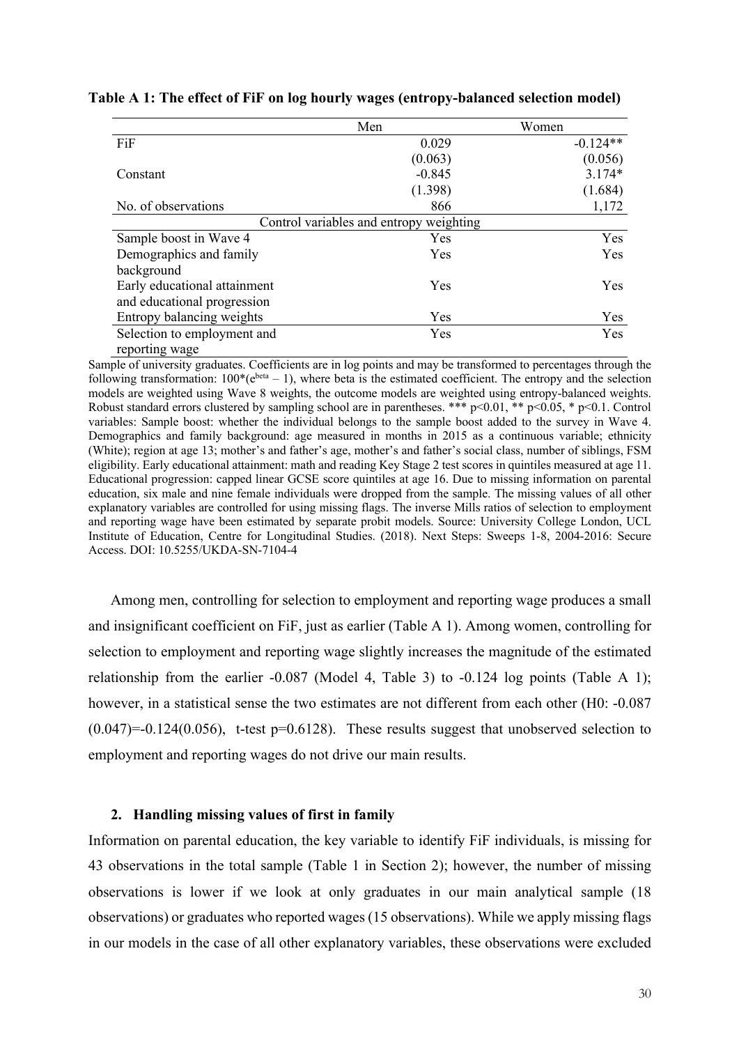**Table A 1: The effect of FiF on log hourly wages (entropy-balanced selection model)**

| | Men | Women |
|---|---|---|
| FiF | 0.029 | -0.124** |
| | (0.063) | (0.056) |
| Constant | -0.845 | 3.174* |
| | (1.398) | (1.684) |
| No. of observations | 866 | 1,172 |
| Control variables and entropy weighting | | |
| Sample boost in Wave 4 | Yes | Yes |
| Demographics and family background | Yes | Yes |
| Early educational attainment and educational progression | Yes | Yes |
| Entropy balancing weights | Yes | Yes |
| Selection to employment and reporting wage | Yes | Yes |

Sample of university graduates. Coefficients are in log points and may be transformed to percentages through the following transformation: $100*(e^{beta} - 1)$, where beta is the estimated coefficient. The entropy and the selection models are weighted using Wave 8 weights, the outcome models are weighted using entropy-balanced weights. Robust standard errors clustered by sampling school are in parentheses. *** p<0.01, ** p<0.05, * p<0.1. Control variables: Sample boost: whether the individual belongs to the sample boost added to the survey in Wave 4. Demographics and family background: age measured in months in 2015 as a continuous variable; ethnicity (White); region at age 13; mother's and father's age, mother's and father's social class, number of siblings, FSM eligibility. Early educational attainment: math and reading Key Stage 2 test scores in quintiles measured at age 11. Educational progression: capped linear GCSE score quintiles at age 16. Due to missing information on parental education, six male and nine female individuals were dropped from the sample. The missing values of all other explanatory variables are controlled for using missing flags. The inverse Mills ratios of selection to employment and reporting wage have been estimated by separate probit models. Source: University College London, UCL Institute of Education, Centre for Longitudinal Studies. (2018). Next Steps: Sweeps 1-8, 2004-2016: Secure Access. DOI: 10.5255/UKDA-SN-7104-4

Among men, controlling for selection to employment and reporting wage produces a small and insignificant coefficient on FiF, just as earlier (Table A 1). Among women, controlling for selection to employment and reporting wage slightly increases the magnitude of the estimated relationship from the earlier -0.087 (Model 4, Table 3) to -0.124 log points (Table A 1); however, in a statistical sense the two estimates are not different from each other (H0: -0.087 (0.047)=-0.124(0.056), t-test p=0.6128). These results suggest that unobserved selection to employment and reporting wages do not drive our main results.

## 2. Handling missing values of first in family

Information on parental education, the key variable to identify FiF individuals, is missing for 43 observations in the total sample (Table 1 in Section 2); however, the number of missing observations is lower if we look at only graduates in our main analytical sample (18 observations) or graduates who reported wages (15 observations). While we apply missing flags in our models in the case of all other explanatory variables, these observations were excluded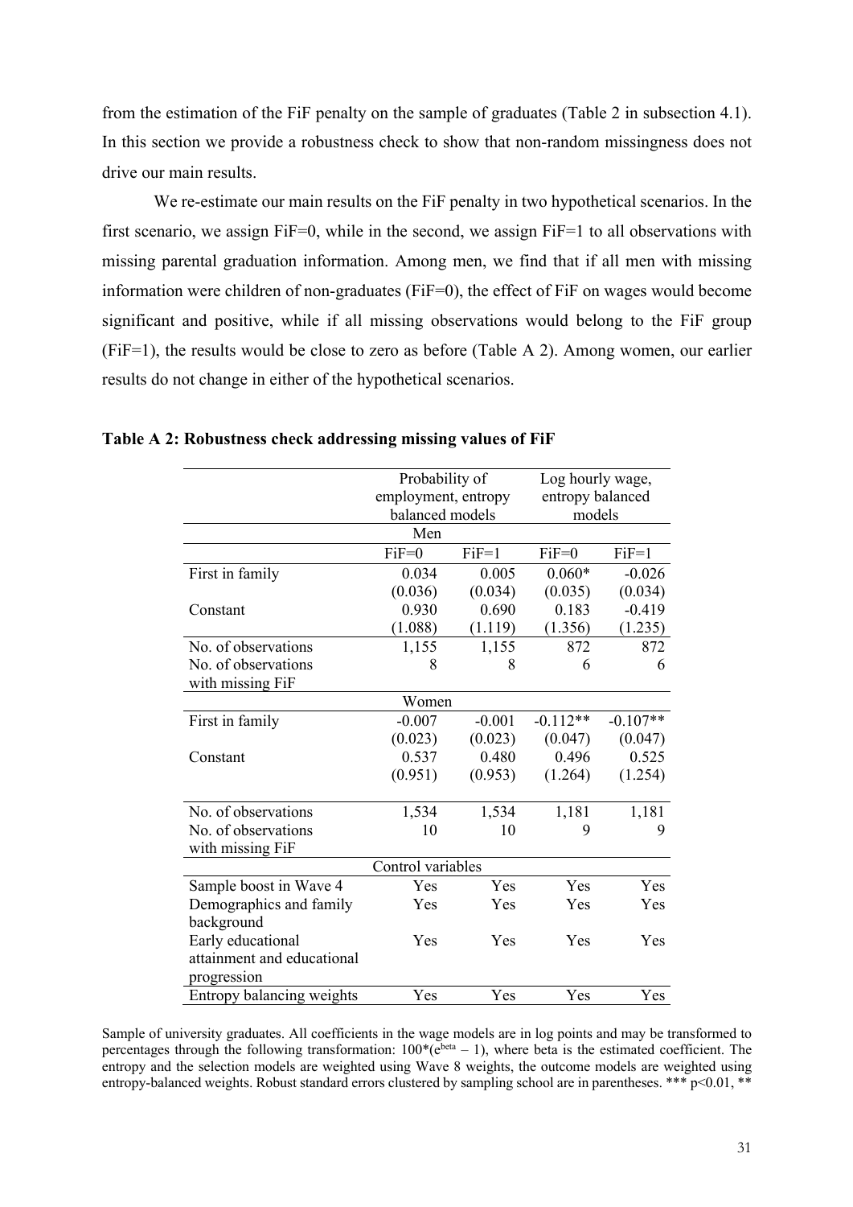from the estimation of the FiF penalty on the sample of graduates (Table 2 in subsection 4.1). In this section we provide a robustness check to show that non-random missingness does not drive our main results.

We re-estimate our main results on the FiF penalty in two hypothetical scenarios. In the first scenario, we assign FiF=0, while in the second, we assign FiF=1 to all observations with missing parental graduation information. Among men, we find that if all men with missing information were children of non-graduates (FiF=0), the effect of FiF on wages would become significant and positive, while if all missing observations would belong to the FiF group (FiF=1), the results would be close to zero as before (Table A 2). Among women, our earlier results do not change in either of the hypothetical scenarios.

**Table A 2: Robustness check addressing missing values of FiF**

| | Probability of employment, entropy balanced models | | Log hourly wage, entropy balanced models | |
|---|---|---|---|---|
| | Men | | | |
| | FiF=0 | FiF=1 | FiF=0 | FiF=1 |
| First in family | 0.034 | 0.005 | 0.060* | -0.026 |
| | (0.036) | (0.034) | (0.035) | (0.034) |
| Constant | 0.930 | 0.690 | 0.183 | -0.419 |
| | (1.088) | (1.119) | (1.356) | (1.235) |
| No. of observations | 1,155 | 1,155 | 872 | 872 |
| No. of observations with missing FiF | 8 | 8 | 6 | 6 |
| | Women | | | |
| First in family | -0.007 | -0.001 | -0.112** | -0.107** |
| | (0.023) | (0.023) | (0.047) | (0.047) |
| Constant | 0.537 | 0.480 | 0.496 | 0.525 |
| | (0.951) | (0.953) | (1.264) | (1.254) |
| No. of observations | 1,534 | 1,534 | 1,181 | 1,181 |
| No. of observations with missing FiF | 10 | 10 | 9 | 9 |
| | Control variables | | | |
| Sample boost in Wave 4 | Yes | Yes | Yes | Yes |
| Demographics and family background | Yes | Yes | Yes | Yes |
| Early educational attainment and educational progression | Yes | Yes | Yes | Yes |
| Entropy balancing weights | Yes | Yes | Yes | Yes |

Sample of university graduates. All coefficients in the wage models are in log points and may be transformed to percentages through the following transformation: $100*(e^{beta} - 1)$, where beta is the estimated coefficient. The entropy and the selection models are weighted using Wave 8 weights, the outcome models are weighted using entropy-balanced weights. Robust standard errors clustered by sampling school are in parentheses. *** p<0.01, **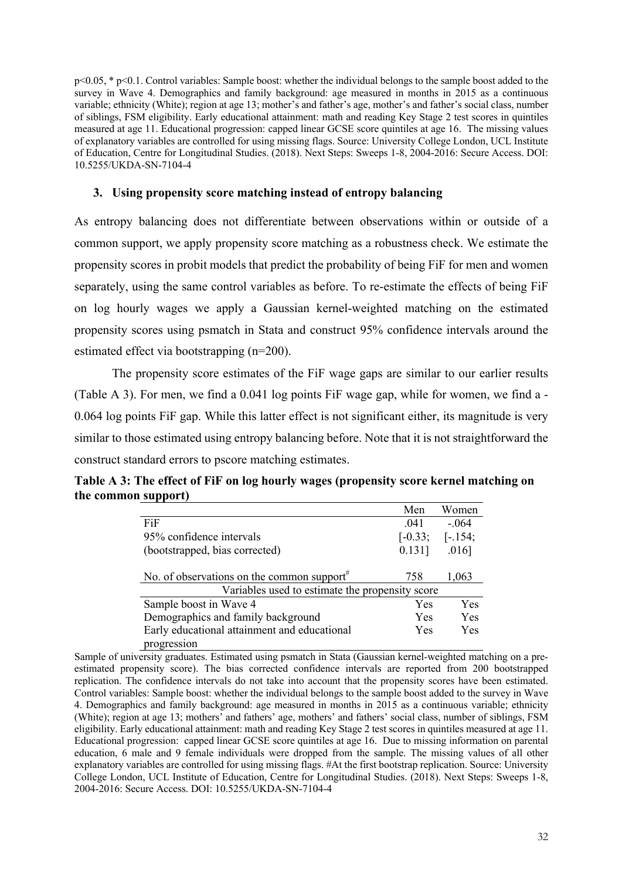p<0.05, * p<0.1. Control variables: Sample boost: whether the individual belongs to the sample boost added to the survey in Wave 4. Demographics and family background: age measured in months in 2015 as a continuous variable; ethnicity (White); region at age 13; mother's and father's age, mother's and father's social class, number of siblings, FSM eligibility. Early educational attainment: math and reading Key Stage 2 test scores in quintiles measured at age 11. Educational progression: capped linear GCSE score quintiles at age 16. The missing values of explanatory variables are controlled for using missing flags. Source: University College London, UCL Institute of Education, Centre for Longitudinal Studies. (2018). Next Steps: Sweeps 1-8, 2004-2016: Secure Access. DOI: 10.5255/UKDA-SN-7104-4

### 3. Using propensity score matching instead of entropy balancing

As entropy balancing does not differentiate between observations within or outside of a common support, we apply propensity score matching as a robustness check. We estimate the propensity scores in probit models that predict the probability of being FiF for men and women separately, using the same control variables as before. To re-estimate the effects of being FiF on log hourly wages we apply a Gaussian kernel-weighted matching on the estimated propensity scores using psmatch in Stata and construct 95% confidence intervals around the estimated effect via bootstrapping (n=200).

The propensity score estimates of the FiF wage gaps are similar to our earlier results (Table A 3). For men, we find a 0.041 log points FiF wage gap, while for women, we find a -0.064 log points FiF gap. While this latter effect is not significant either, its magnitude is very similar to those estimated using entropy balancing before. Note that it is not straightforward the construct standard errors to pscore matching estimates.

**Table A 3: The effect of FiF on log hourly wages (propensity score kernel matching on the common support)**

| | Men | Women |
|---|---|---|
| FiF | .041 | -.064 |
| 95% confidence intervals (bootstrapped, bias corrected) | [-0.33; 0.131] | [-.154; .016] |
| No. of observations on the common support# | 758 | 1,063 |
| Variables used to estimate the propensity score | | |
| Sample boost in Wave 4 | Yes | Yes |
| Demographics and family background | Yes | Yes |
| Early educational attainment and educational progression | Yes | Yes |

Sample of university graduates. Estimated using psmatch in Stata (Gaussian kernel-weighted matching on a pre-estimated propensity score). The bias corrected confidence intervals are reported from 200 bootstrapped replication. The confidence intervals do not take into account that the propensity scores have been estimated. Control variables: Sample boost: whether the individual belongs to the sample boost added to the survey in Wave 4. Demographics and family background: age measured in months in 2015 as a continuous variable; ethnicity (White); region at age 13; mothers' and fathers' age, mothers' and fathers' social class, number of siblings, FSM eligibility. Early educational attainment: math and reading Key Stage 2 test scores in quintiles measured at age 11. Educational progression: capped linear GCSE score quintiles at age 16. Due to missing information on parental education, 6 male and 9 female individuals were dropped from the sample. The missing values of all other explanatory variables are controlled for using missing flags. #At the first bootstrap replication. Source: University College London, UCL Institute of Education, Centre for Longitudinal Studies. (2018). Next Steps: Sweeps 1-8, 2004-2016: Secure Access. DOI: 10.5255/UKDA-SN-7104-4